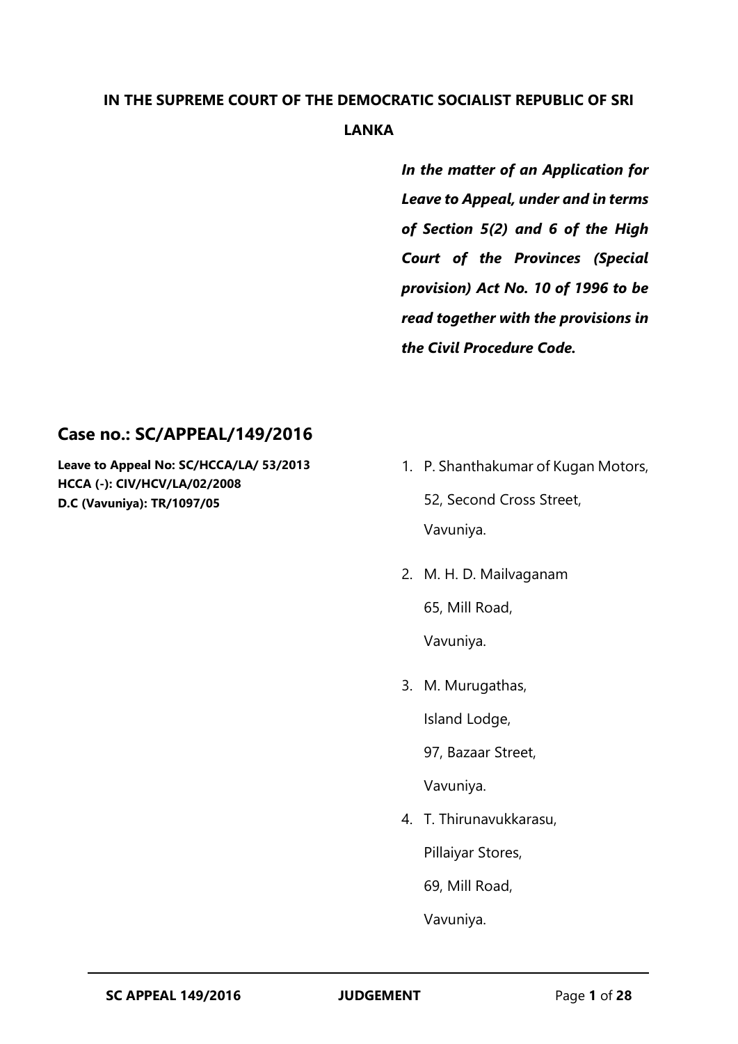# IN THE SUPREME COURT OF THE DEMOCRATIC SOCIALIST REPUBLIC OF SRI LANKA

***In the matter of an Application for Leave to Appeal, under and in terms of Section 5(2) and 6 of the High Court of the Provinces (Special provision) Act No. 10 of 1996 to be read together with the provisions in the Civil Procedure Code.***

## Case no.: SC/APPEAL/149/2016

**Leave to Appeal No: SC/HCCA/LA/ 53/2013**
**HCCA (-): CIV/HCV/LA/02/2008**
**D.C (Vavuniya): TR/1097/05**

1. P. Shanthakumar of Kugan Motors,
   52, Second Cross Street,
   Vavuniya.

2. M. H. D. Mailvaganam
   65, Mill Road,
   Vavuniya.

3. M. Murugathas,
   Island Lodge,
   97, Bazaar Street,
   Vavuniya.

4. T. Thirunavukkarasu,
   Pillaiyar Stores,
   69, Mill Road,
   Vavuniya.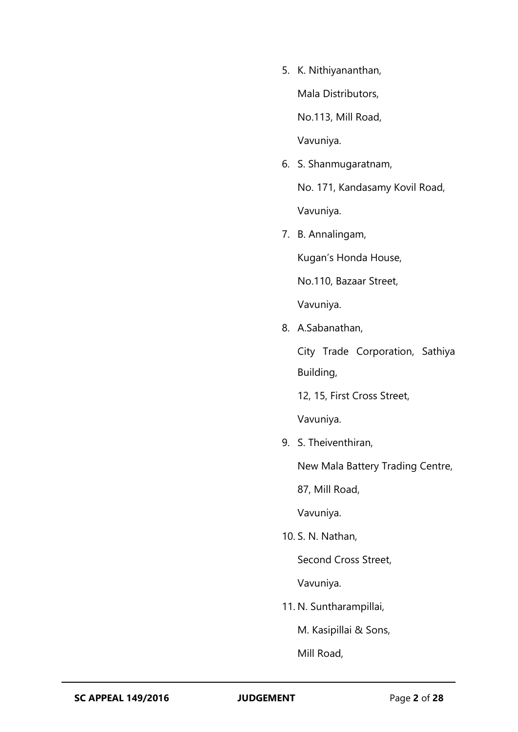5. K. Nithiyananthan,

   Mala Distributors,

   No.113, Mill Road,

   Vavuniya.

6. S. Shanmugaratnam,

   No. 171, Kandasamy Kovil Road,

   Vavuniya.

7. B. Annalingam,

   Kugan's Honda House,

   No.110, Bazaar Street,

   Vavuniya.

8. A.Sabanathan,

   City Trade Corporation, Sathiya Building,

   12, 15, First Cross Street,

   Vavuniya.

9. S. Theiventhiran,

   New Mala Battery Trading Centre,

   87, Mill Road,

   Vavuniya.

10. S. N. Nathan,

    Second Cross Street,

    Vavuniya.

11. N. Suntharampillai,

    M. Kasipillai & Sons,

    Mill Road,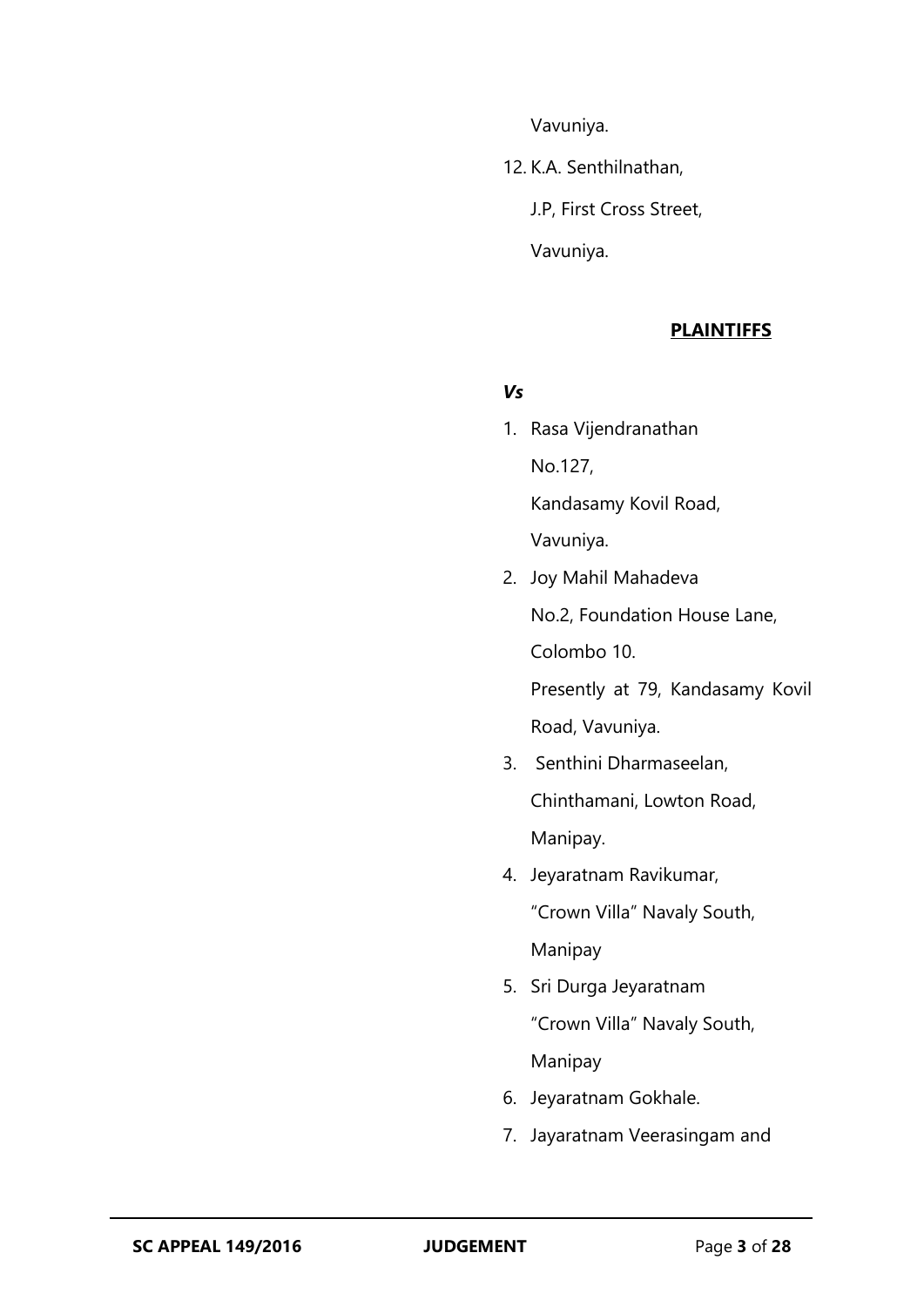Vavuniya.

12. K.A. Senthilnathan,

    J.P, First Cross Street,

    Vavuniya.

**PLAINTIFFS**

***Vs***

1. Rasa Vijendranathan

   No.127,

   Kandasamy Kovil Road,

   Vavuniya.

2. Joy Mahil Mahadeva

   No.2, Foundation House Lane,

   Colombo 10.

   Presently at 79, Kandasamy Kovil Road, Vavuniya.

3. Senthini Dharmaseelan,

   Chinthamani, Lowton Road,

   Manipay.

4. Jeyaratnam Ravikumar,

   "Crown Villa" Navaly South,

   Manipay

5. Sri Durga Jeyaratnam

   "Crown Villa" Navaly South,

   Manipay

6. Jeyaratnam Gokhale.

7. Jayaratnam Veerasingam and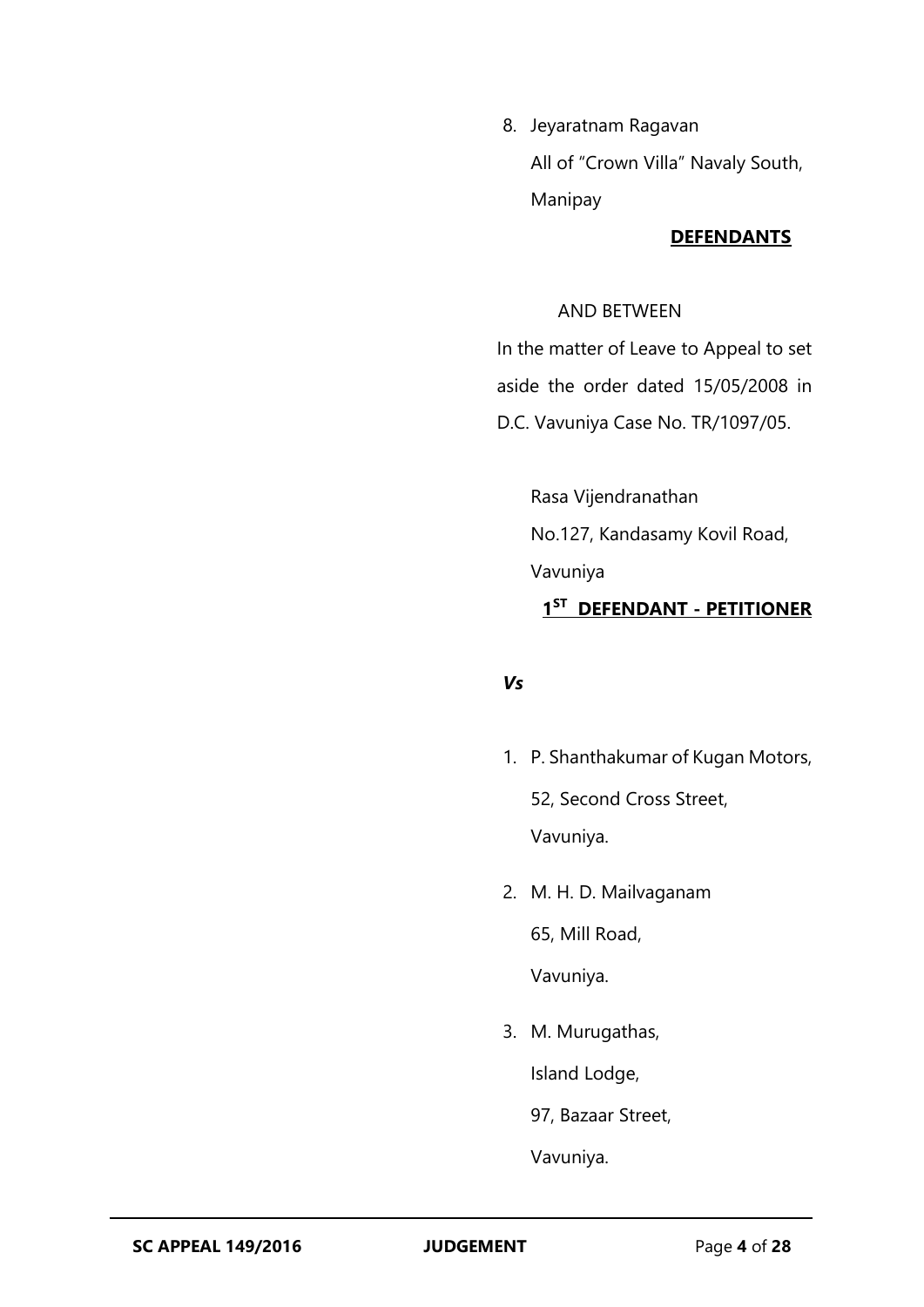8. Jeyaratnam Ragavan
   All of "Crown Villa" Navaly South,
   Manipay

**DEFENDANTS**

AND BETWEEN

In the matter of Leave to Appeal to set aside the order dated 15/05/2008 in D.C. Vavuniya Case No. TR/1097/05.

Rasa Vijendranathan
No.127, Kandasamy Kovil Road,
Vavuniya

**1ST DEFENDANT - PETITIONER**

***Vs***

1. P. Shanthakumar of Kugan Motors,
   52, Second Cross Street,
   Vavuniya.
2. M. H. D. Mailvaganam
   65, Mill Road,
   Vavuniya.
3. M. Murugathas,
   Island Lodge,
   97, Bazaar Street,
   Vavuniya.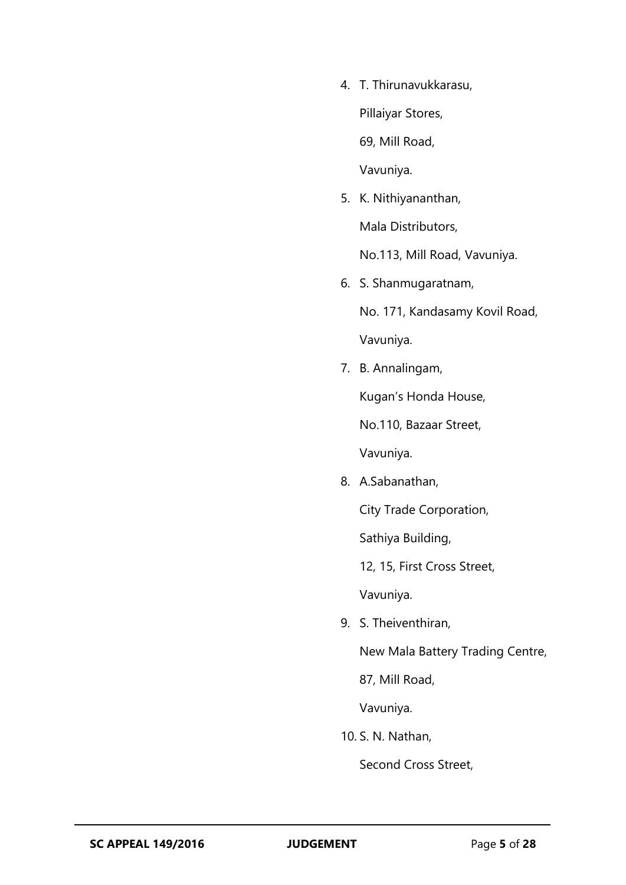4. T. Thirunavukkarasu,

   Pillaiyar Stores,

   69, Mill Road,

   Vavuniya.

5. K. Nithiyananthan,

   Mala Distributors,

   No.113, Mill Road, Vavuniya.

6. S. Shanmugaratnam,

   No. 171, Kandasamy Kovil Road,

   Vavuniya.

7. B. Annalingam,

   Kugan's Honda House,

   No.110, Bazaar Street,

   Vavuniya.

8. A.Sabanathan,

   City Trade Corporation,

   Sathiya Building,

   12, 15, First Cross Street,

   Vavuniya.

9. S. Theiventhiran,

   New Mala Battery Trading Centre,

   87, Mill Road,

   Vavuniya.

10. S. N. Nathan,

    Second Cross Street,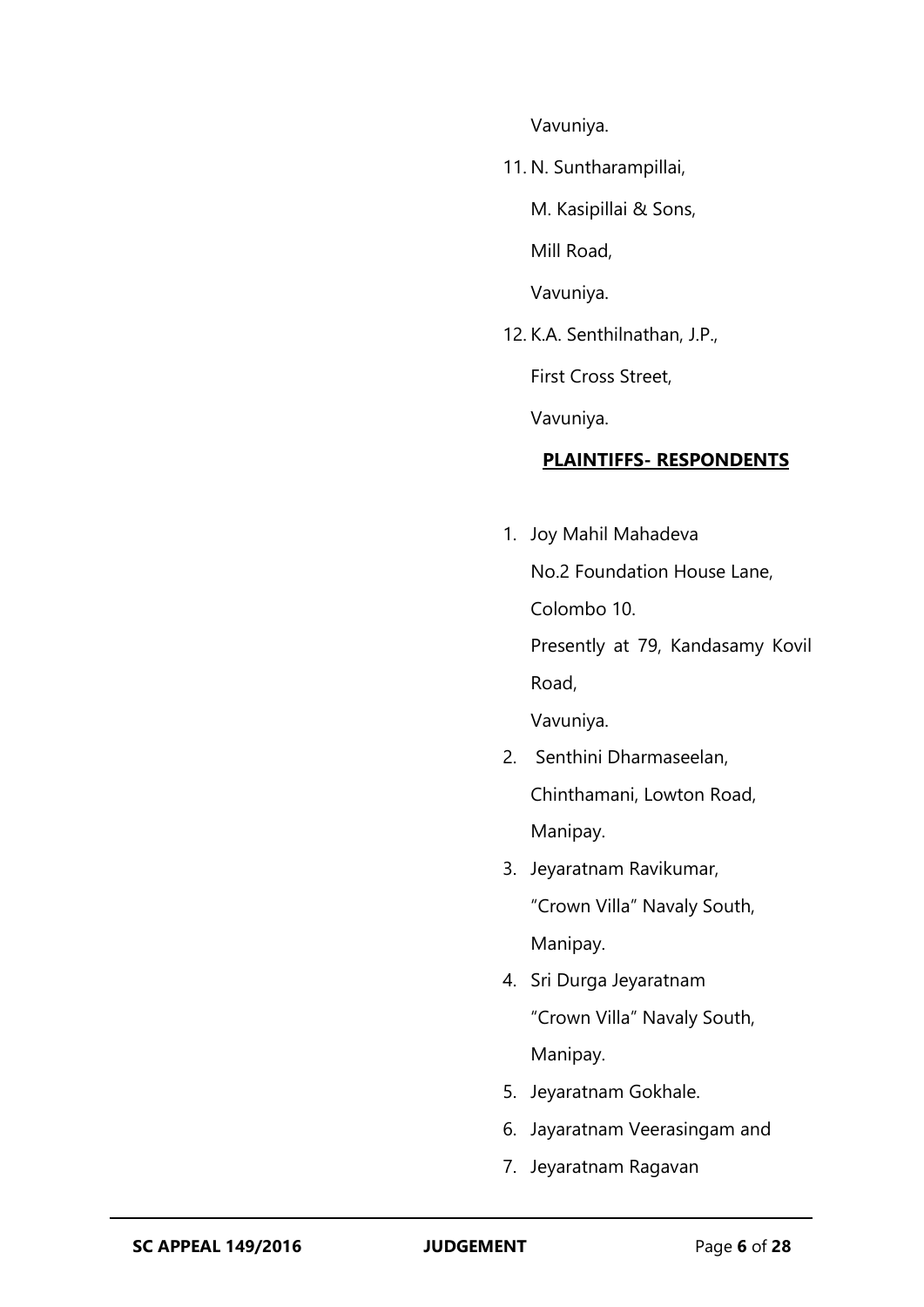Vavuniya.

11. N. Suntharampillai,

    M. Kasipillai & Sons,

    Mill Road,

    Vavuniya.

12. K.A. Senthilnathan, J.P.,

    First Cross Street,

    Vavuniya.

**PLAINTIFFS- RESPONDENTS**

1. Joy Mahil Mahadeva

   No.2 Foundation House Lane,

   Colombo 10.

   Presently at 79, Kandasamy Kovil Road,

   Vavuniya.

2. Senthini Dharmaseelan,

   Chinthamani, Lowton Road,

   Manipay.

3. Jeyaratnam Ravikumar,

   "Crown Villa" Navaly South,

   Manipay.

4. Sri Durga Jeyaratnam

   "Crown Villa" Navaly South,

   Manipay.

5. Jeyaratnam Gokhale.

6. Jayaratnam Veerasingam and

7. Jeyaratnam Ragavan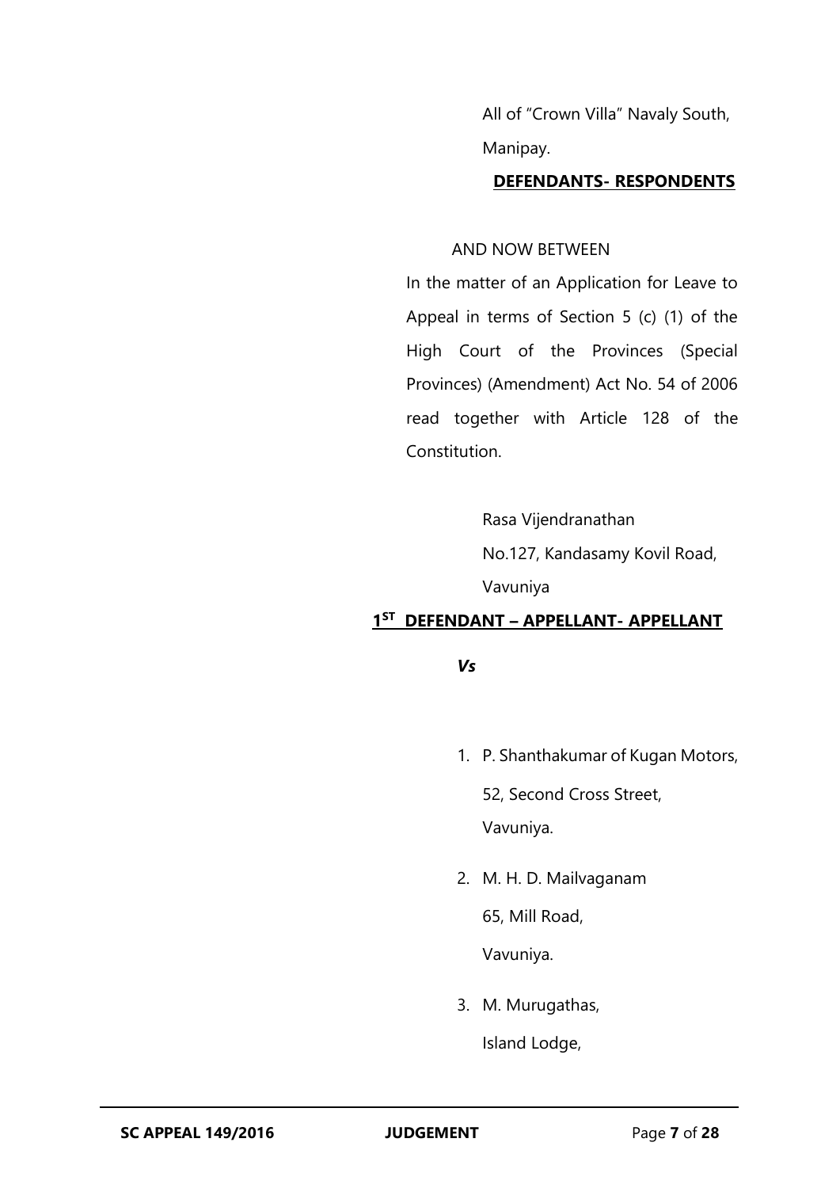All of "Crown Villa" Navaly South,

Manipay.

**DEFENDANTS- RESPONDENTS**

AND NOW BETWEEN

In the matter of an Application for Leave to Appeal in terms of Section 5 (c) (1) of the High Court of the Provinces (Special Provinces) (Amendment) Act No. 54 of 2006 read together with Article 128 of the Constitution.

Rasa Vijendranathan

No.127, Kandasamy Kovil Road,

Vavuniya

**1ST DEFENDANT – APPELLANT- APPELLANT**

***Vs***

1. P. Shanthakumar of Kugan Motors,

   52, Second Cross Street,

   Vavuniya.

2. M. H. D. Mailvaganam

   65, Mill Road,

   Vavuniya.

3. M. Murugathas,

   Island Lodge,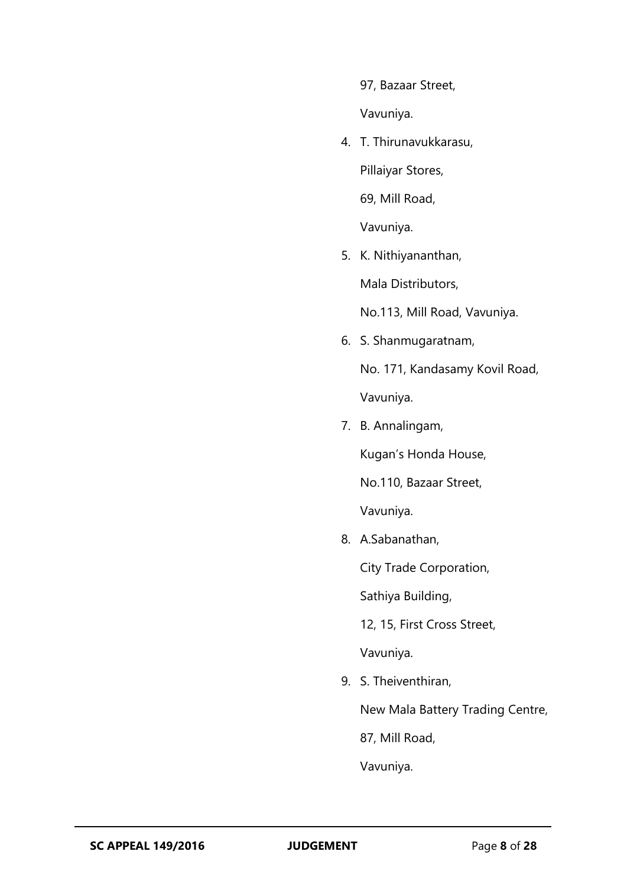97, Bazaar Street,

Vavuniya.

4. T. Thirunavukkarasu,

   Pillaiyar Stores,

   69, Mill Road,

   Vavuniya.

5. K. Nithiyananthan,

   Mala Distributors,

   No.113, Mill Road, Vavuniya.

6. S. Shanmugaratnam,

   No. 171, Kandasamy Kovil Road,

   Vavuniya.

7. B. Annalingam,

   Kugan's Honda House,

   No.110, Bazaar Street,

   Vavuniya.

8. A.Sabanathan,

   City Trade Corporation,

   Sathiya Building,

   12, 15, First Cross Street,

   Vavuniya.

9. S. Theiventhiran,

   New Mala Battery Trading Centre,

   87, Mill Road,

   Vavuniya.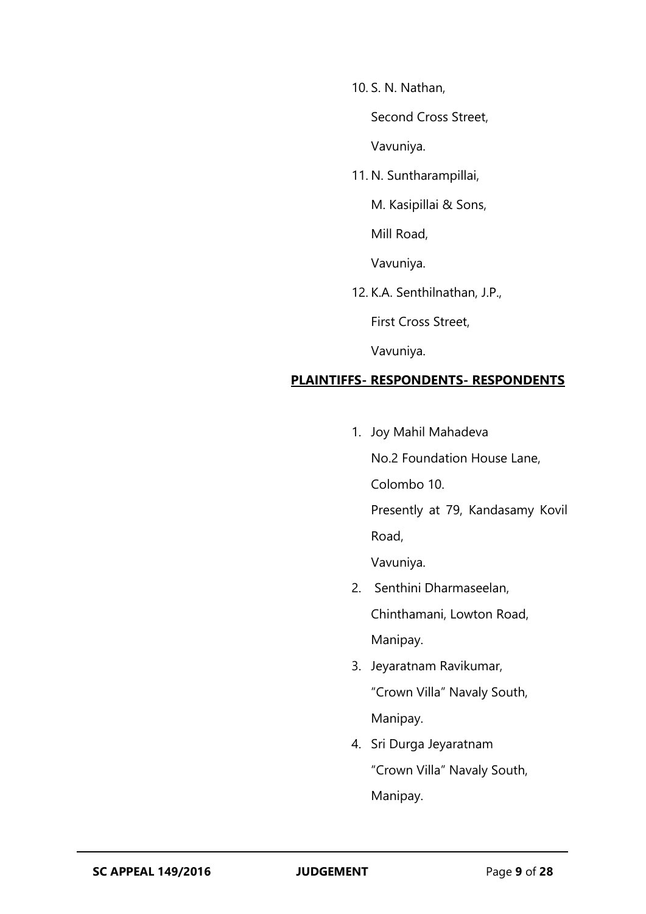10. S. N. Nathan,

    Second Cross Street,

    Vavuniya.

11. N. Suntharampillai,

    M. Kasipillai & Sons,

    Mill Road,

    Vavuniya.

12. K.A. Senthilnathan, J.P.,

    First Cross Street,

    Vavuniya.

**PLAINTIFFS- RESPONDENTS- RESPONDENTS**

1. Joy Mahil Mahadeva

   No.2 Foundation House Lane,

   Colombo 10.

   Presently at 79, Kandasamy Kovil Road,

   Vavuniya.

2. Senthini Dharmaseelan,

   Chinthamani, Lowton Road,

   Manipay.

3. Jeyaratnam Ravikumar,

   "Crown Villa" Navaly South,

   Manipay.

4. Sri Durga Jeyaratnam

   "Crown Villa" Navaly South,

   Manipay.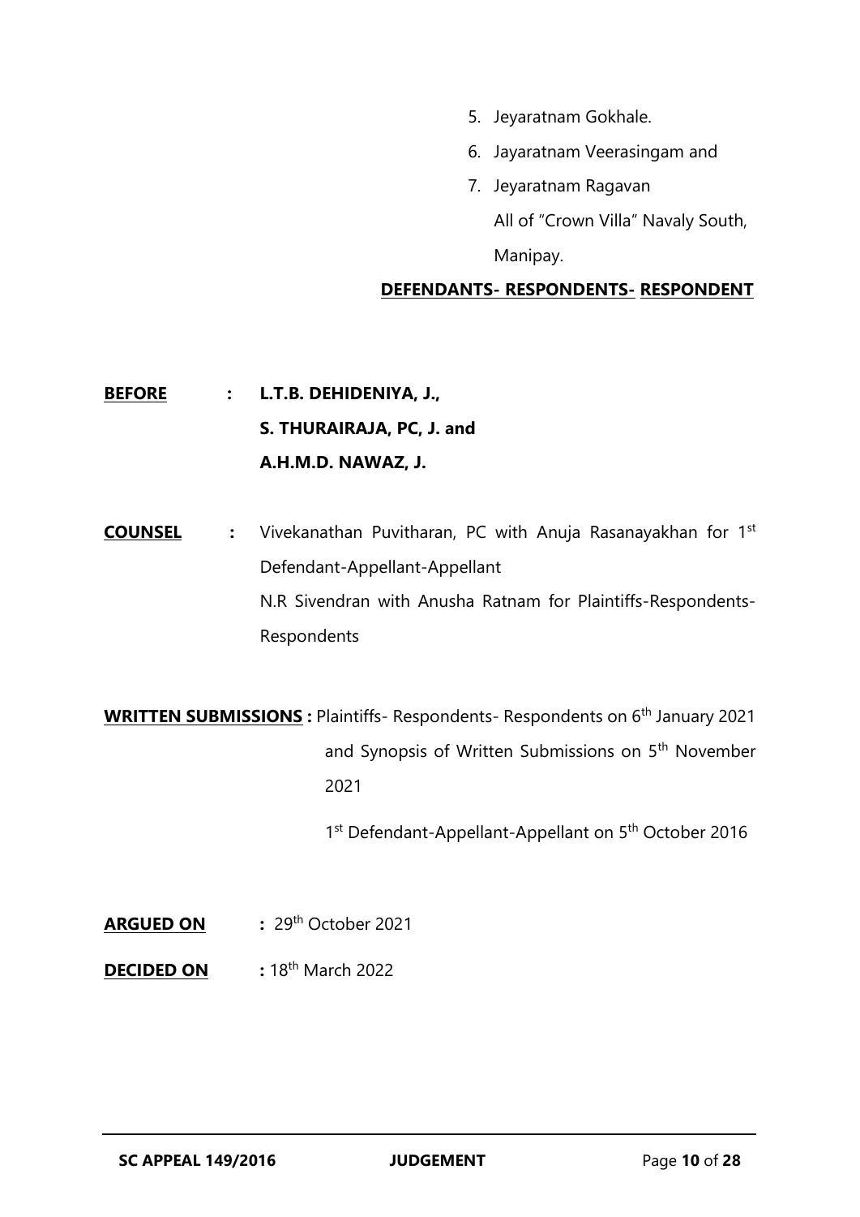5. Jeyaratnam Gokhale.
6. Jayaratnam Veerasingam and
7. Jeyaratnam Ragavan

   All of "Crown Villa" Navaly South, Manipay.

**DEFENDANTS- RESPONDENTS- RESPONDENT**

**BEFORE** : **L.T.B. DEHIDENIYA, J.,**
**S. THURAIRAJA, PC, J. and**
**A.H.M.D. NAWAZ, J.**

**COUNSEL** : Vivekanathan Puvitharan, PC with Anuja Rasanayakhan for 1st Defendant-Appellant-Appellant

N.R Sivendran with Anusha Ratnam for Plaintiffs-Respondents-Respondents

**WRITTEN SUBMISSIONS :** Plaintiffs- Respondents- Respondents on 6th January 2021 and Synopsis of Written Submissions on 5th November 2021

1st Defendant-Appellant-Appellant on 5th October 2016

**ARGUED ON** : 29th October 2021

**DECIDED ON** : 18th March 2022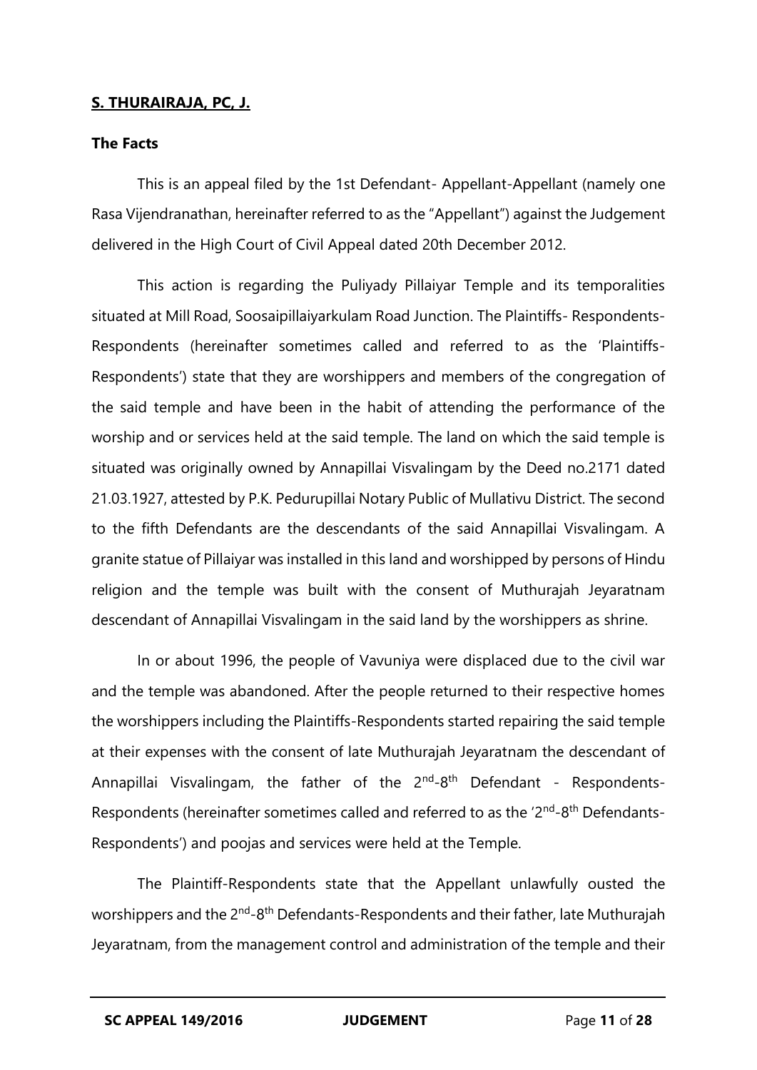**S. THURAIRAJA, PC, J.**

**The Facts**

This is an appeal filed by the 1st Defendant- Appellant-Appellant (namely one Rasa Vijendranathan, hereinafter referred to as the "Appellant") against the Judgement delivered in the High Court of Civil Appeal dated 20th December 2012.

This action is regarding the Puliyady Pillaiyar Temple and its temporalities situated at Mill Road, Soosaipillaiyarkulam Road Junction. The Plaintiffs- Respondents-Respondents (hereinafter sometimes called and referred to as the 'Plaintiffs-Respondents') state that they are worshippers and members of the congregation of the said temple and have been in the habit of attending the performance of the worship and or services held at the said temple. The land on which the said temple is situated was originally owned by Annapillai Visvalingam by the Deed no.2171 dated 21.03.1927, attested by P.K. Pedurupillai Notary Public of Mullativu District. The second to the fifth Defendants are the descendants of the said Annapillai Visvalingam. A granite statue of Pillaiyar was installed in this land and worshipped by persons of Hindu religion and the temple was built with the consent of Muthurajah Jeyaratnam descendant of Annapillai Visvalingam in the said land by the worshippers as shrine.

In or about 1996, the people of Vavuniya were displaced due to the civil war and the temple was abandoned. After the people returned to their respective homes the worshippers including the Plaintiffs-Respondents started repairing the said temple at their expenses with the consent of late Muthurajah Jeyaratnam the descendant of Annapillai Visvalingam, the father of the 2nd-8th Defendant - Respondents-Respondents (hereinafter sometimes called and referred to as the '2nd-8th Defendants-Respondents') and poojas and services were held at the Temple.

The Plaintiff-Respondents state that the Appellant unlawfully ousted the worshippers and the 2nd-8th Defendants-Respondents and their father, late Muthurajah Jeyaratnam, from the management control and administration of the temple and their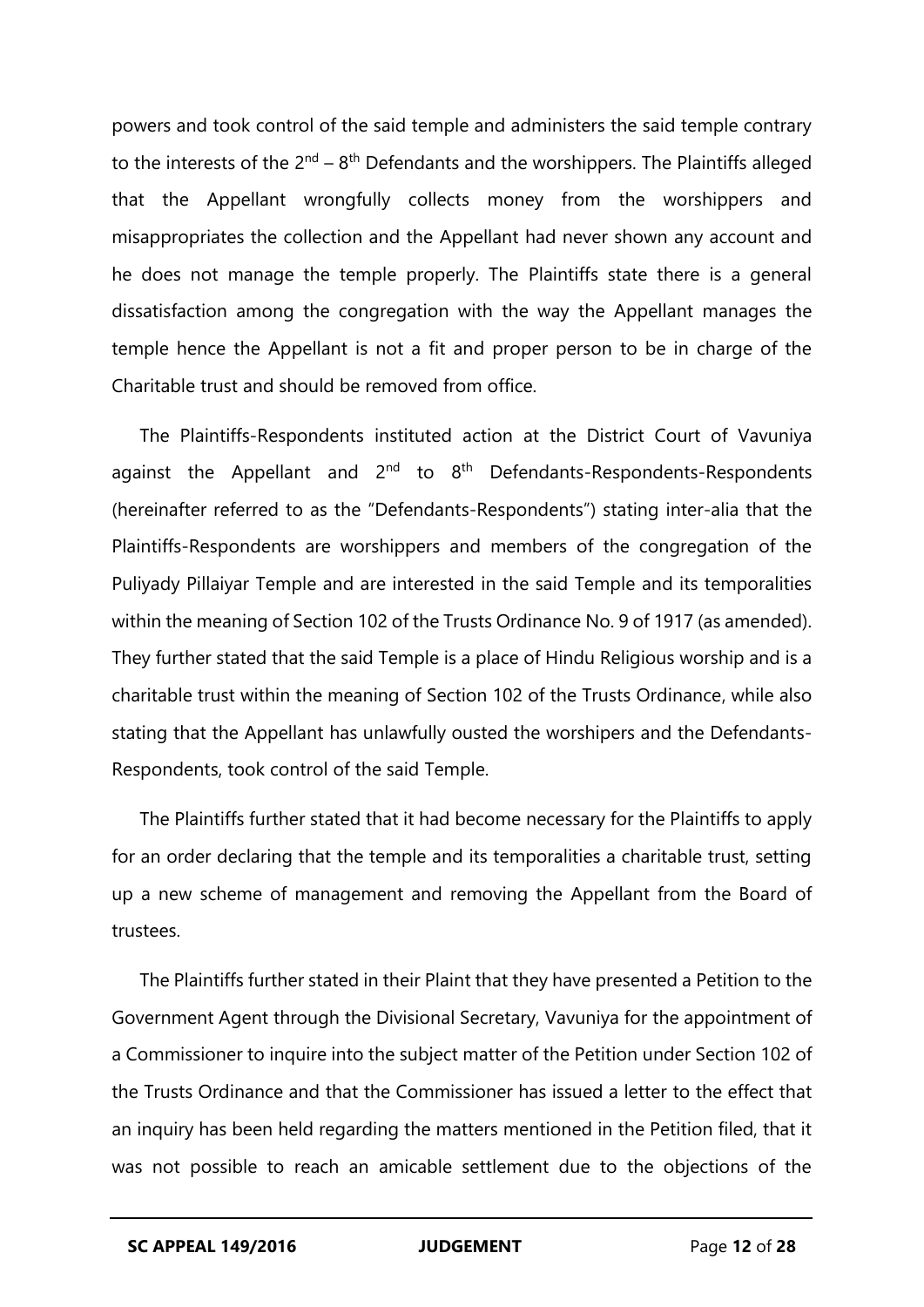powers and took control of the said temple and administers the said temple contrary to the interests of the 2nd – 8th Defendants and the worshippers. The Plaintiffs alleged that the Appellant wrongfully collects money from the worshippers and misappropriates the collection and the Appellant had never shown any account and he does not manage the temple properly. The Plaintiffs state there is a general dissatisfaction among the congregation with the way the Appellant manages the temple hence the Appellant is not a fit and proper person to be in charge of the Charitable trust and should be removed from office.

The Plaintiffs-Respondents instituted action at the District Court of Vavuniya against the Appellant and 2nd to 8th Defendants-Respondents-Respondents (hereinafter referred to as the "Defendants-Respondents") stating inter-alia that the Plaintiffs-Respondents are worshippers and members of the congregation of the Puliyady Pillaiyar Temple and are interested in the said Temple and its temporalities within the meaning of Section 102 of the Trusts Ordinance No. 9 of 1917 (as amended). They further stated that the said Temple is a place of Hindu Religious worship and is a charitable trust within the meaning of Section 102 of the Trusts Ordinance, while also stating that the Appellant has unlawfully ousted the worshipers and the Defendants-Respondents, took control of the said Temple.

The Plaintiffs further stated that it had become necessary for the Plaintiffs to apply for an order declaring that the temple and its temporalities a charitable trust, setting up a new scheme of management and removing the Appellant from the Board of trustees.

The Plaintiffs further stated in their Plaint that they have presented a Petition to the Government Agent through the Divisional Secretary, Vavuniya for the appointment of a Commissioner to inquire into the subject matter of the Petition under Section 102 of the Trusts Ordinance and that the Commissioner has issued a letter to the effect that an inquiry has been held regarding the matters mentioned in the Petition filed, that it was not possible to reach an amicable settlement due to the objections of the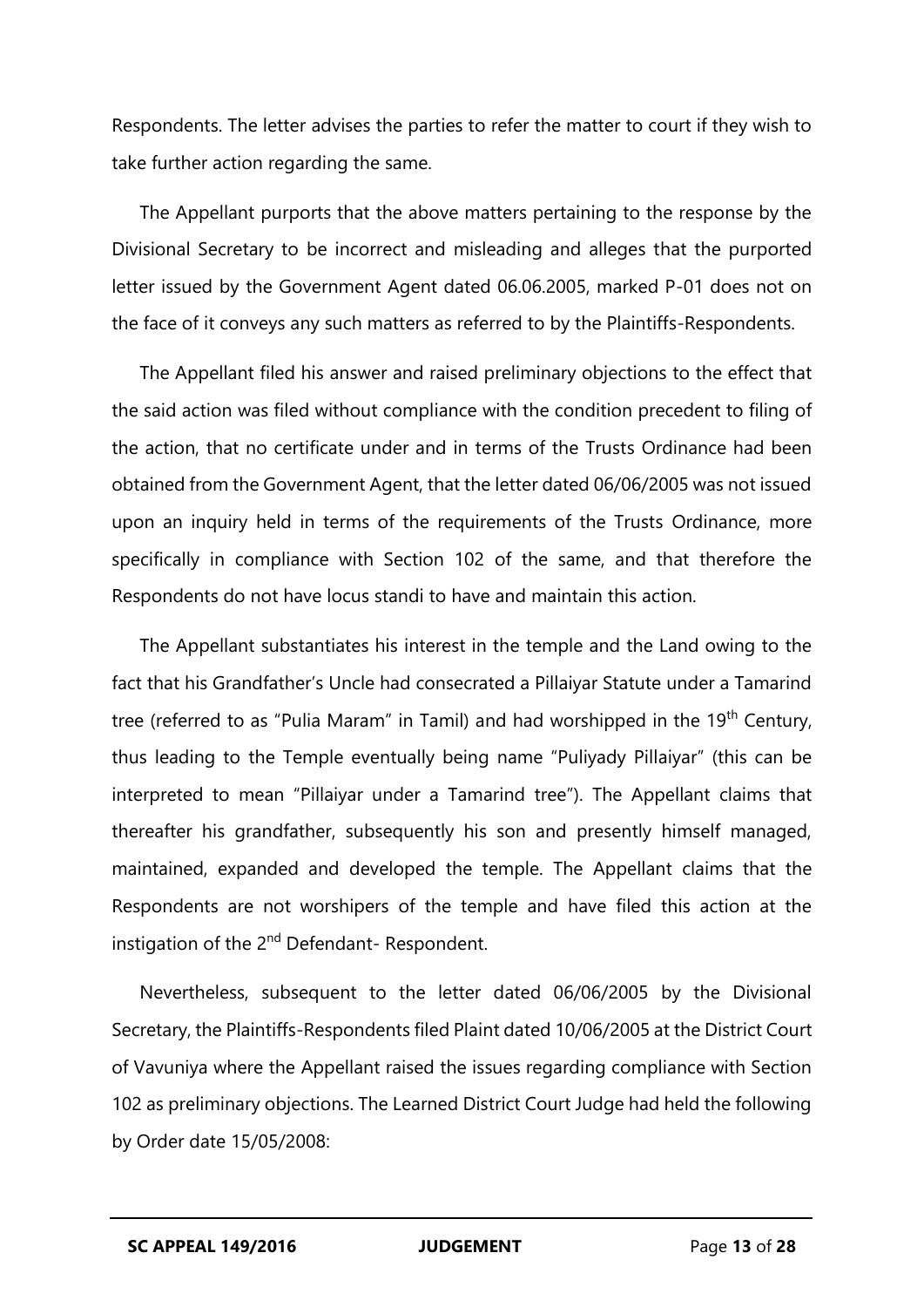Respondents. The letter advises the parties to refer the matter to court if they wish to take further action regarding the same.

The Appellant purports that the above matters pertaining to the response by the Divisional Secretary to be incorrect and misleading and alleges that the purported letter issued by the Government Agent dated 06.06.2005, marked P-01 does not on the face of it conveys any such matters as referred to by the Plaintiffs-Respondents.

The Appellant filed his answer and raised preliminary objections to the effect that the said action was filed without compliance with the condition precedent to filing of the action, that no certificate under and in terms of the Trusts Ordinance had been obtained from the Government Agent, that the letter dated 06/06/2005 was not issued upon an inquiry held in terms of the requirements of the Trusts Ordinance, more specifically in compliance with Section 102 of the same, and that therefore the Respondents do not have locus standi to have and maintain this action.

The Appellant substantiates his interest in the temple and the Land owing to the fact that his Grandfather's Uncle had consecrated a Pillaiyar Statute under a Tamarind tree (referred to as "Pulia Maram" in Tamil) and had worshipped in the 19th Century, thus leading to the Temple eventually being name "Puliyady Pillaiyar" (this can be interpreted to mean "Pillaiyar under a Tamarind tree"). The Appellant claims that thereafter his grandfather, subsequently his son and presently himself managed, maintained, expanded and developed the temple. The Appellant claims that the Respondents are not worshipers of the temple and have filed this action at the instigation of the 2nd Defendant- Respondent.

Nevertheless, subsequent to the letter dated 06/06/2005 by the Divisional Secretary, the Plaintiffs-Respondents filed Plaint dated 10/06/2005 at the District Court of Vavuniya where the Appellant raised the issues regarding compliance with Section 102 as preliminary objections. The Learned District Court Judge had held the following by Order date 15/05/2008: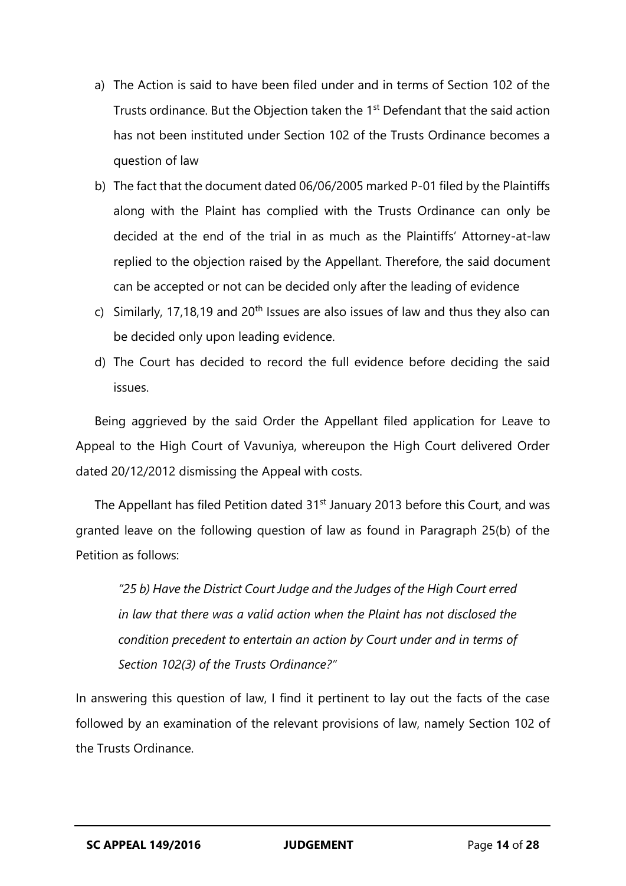a) The Action is said to have been filed under and in terms of Section 102 of the Trusts ordinance. But the Objection taken the 1st Defendant that the said action has not been instituted under Section 102 of the Trusts Ordinance becomes a question of law

b) The fact that the document dated 06/06/2005 marked P-01 filed by the Plaintiffs along with the Plaint has complied with the Trusts Ordinance can only be decided at the end of the trial in as much as the Plaintiffs' Attorney-at-law replied to the objection raised by the Appellant. Therefore, the said document can be accepted or not can be decided only after the leading of evidence

c) Similarly, 17,18,19 and 20th Issues are also issues of law and thus they also can be decided only upon leading evidence.

d) The Court has decided to record the full evidence before deciding the said issues.

Being aggrieved by the said Order the Appellant filed application for Leave to Appeal to the High Court of Vavuniya, whereupon the High Court delivered Order dated 20/12/2012 dismissing the Appeal with costs.

The Appellant has filed Petition dated 31st January 2013 before this Court, and was granted leave on the following question of law as found in Paragraph 25(b) of the Petition as follows:

> *"25 b) Have the District Court Judge and the Judges of the High Court erred in law that there was a valid action when the Plaint has not disclosed the condition precedent to entertain an action by Court under and in terms of Section 102(3) of the Trusts Ordinance?"*

In answering this question of law, I find it pertinent to lay out the facts of the case followed by an examination of the relevant provisions of law, namely Section 102 of the Trusts Ordinance.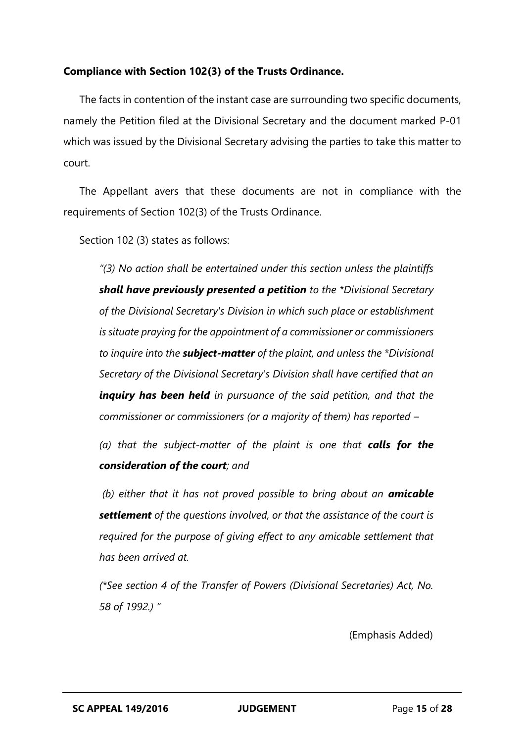**Compliance with Section 102(3) of the Trusts Ordinance.**

The facts in contention of the instant case are surrounding two specific documents, namely the Petition filed at the Divisional Secretary and the document marked P-01 which was issued by the Divisional Secretary advising the parties to take this matter to court.

The Appellant avers that these documents are not in compliance with the requirements of Section 102(3) of the Trusts Ordinance.

Section 102 (3) states as follows:

> *"(3) No action shall be entertained under this section unless the plaintiffs* ***shall have previously presented a petition*** *to the *Divisional Secretary of the Divisional Secretary's Division in which such place or establishment is situate praying for the appointment of a commissioner or commissioners to inquire into the* ***subject-matter*** *of the plaint, and unless the *Divisional Secretary of the Divisional Secretary's Division shall have certified that an* ***inquiry has been held*** *in pursuance of the said petition, and that the commissioner or commissioners (or a majority of them) has reported –*
>
> *(a) that the subject-matter of the plaint is one that* ***calls for the consideration of the court****; and*
>
> *(b) either that it has not proved possible to bring about an* ***amicable settlement*** *of the questions involved, or that the assistance of the court is required for the purpose of giving effect to any amicable settlement that has been arrived at.*
>
> *(*See section 4 of the Transfer of Powers (Divisional Secretaries) Act, No. 58 of 1992.) "*

(Emphasis Added)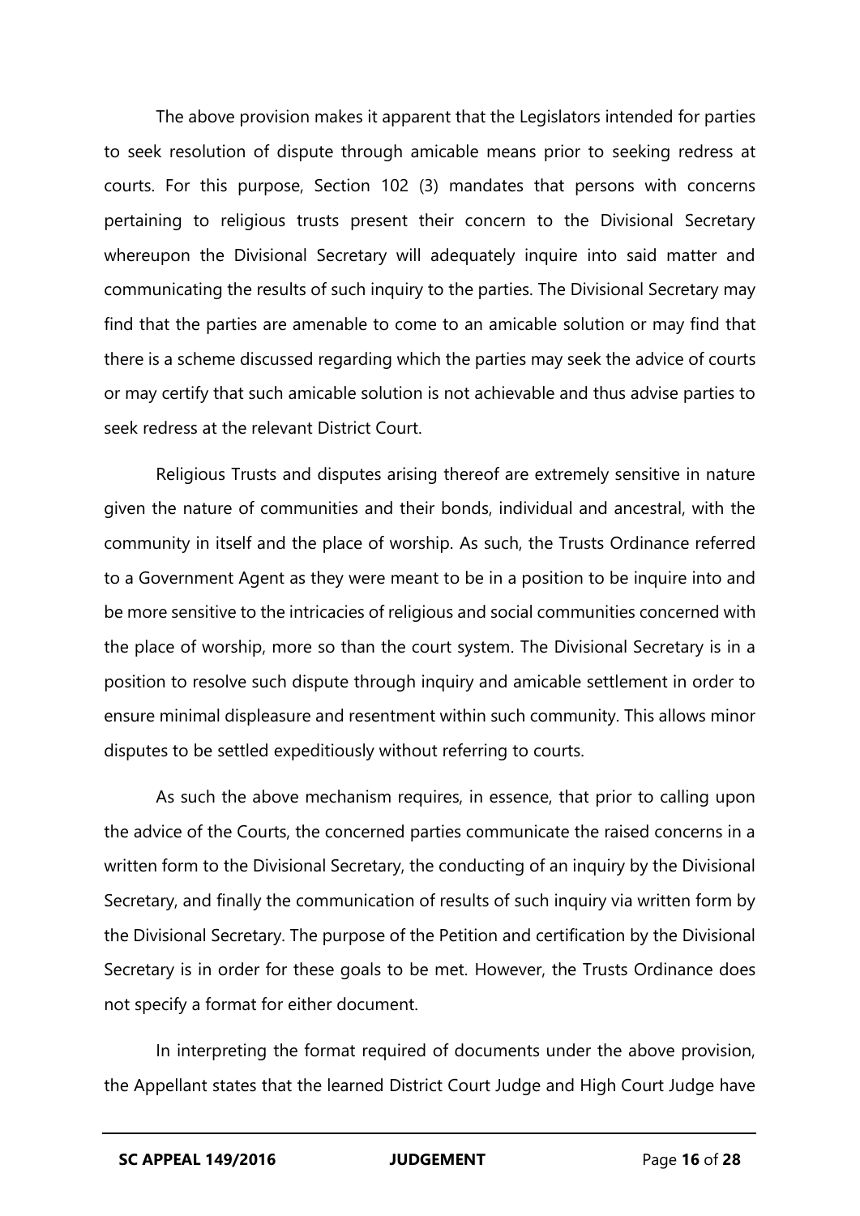The above provision makes it apparent that the Legislators intended for parties to seek resolution of dispute through amicable means prior to seeking redress at courts. For this purpose, Section 102 (3) mandates that persons with concerns pertaining to religious trusts present their concern to the Divisional Secretary whereupon the Divisional Secretary will adequately inquire into said matter and communicating the results of such inquiry to the parties. The Divisional Secretary may find that the parties are amenable to come to an amicable solution or may find that there is a scheme discussed regarding which the parties may seek the advice of courts or may certify that such amicable solution is not achievable and thus advise parties to seek redress at the relevant District Court.

Religious Trusts and disputes arising thereof are extremely sensitive in nature given the nature of communities and their bonds, individual and ancestral, with the community in itself and the place of worship. As such, the Trusts Ordinance referred to a Government Agent as they were meant to be in a position to be inquire into and be more sensitive to the intricacies of religious and social communities concerned with the place of worship, more so than the court system. The Divisional Secretary is in a position to resolve such dispute through inquiry and amicable settlement in order to ensure minimal displeasure and resentment within such community. This allows minor disputes to be settled expeditiously without referring to courts.

As such the above mechanism requires, in essence, that prior to calling upon the advice of the Courts, the concerned parties communicate the raised concerns in a written form to the Divisional Secretary, the conducting of an inquiry by the Divisional Secretary, and finally the communication of results of such inquiry via written form by the Divisional Secretary. The purpose of the Petition and certification by the Divisional Secretary is in order for these goals to be met. However, the Trusts Ordinance does not specify a format for either document.

In interpreting the format required of documents under the above provision, the Appellant states that the learned District Court Judge and High Court Judge have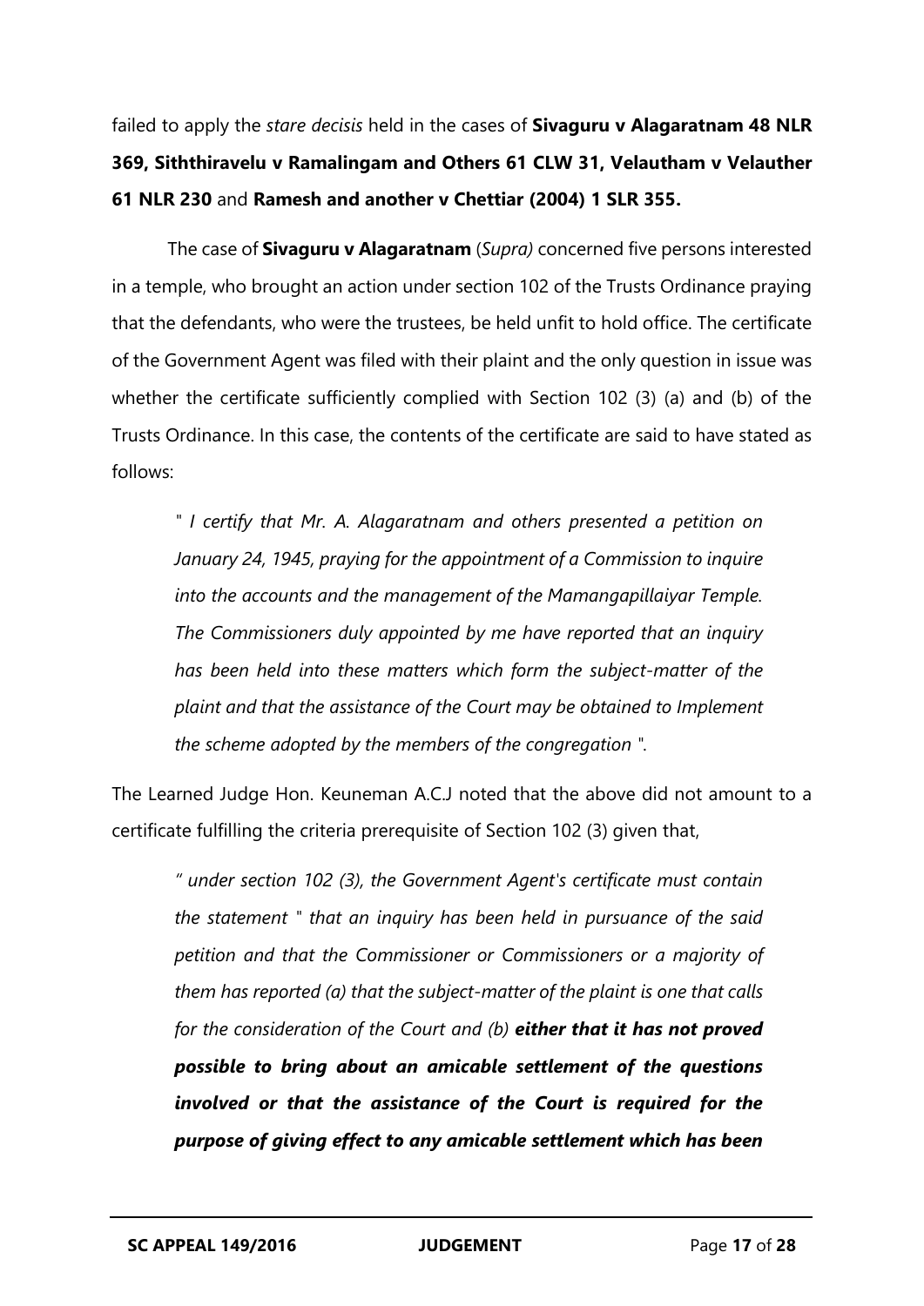failed to apply the *stare decisis* held in the cases of **Sivaguru v Alagaratnam 48 NLR 369, Siththiravelu v Ramalingam and Others 61 CLW 31, Velautham v Velauther 61 NLR 230** and **Ramesh and another v Chettiar (2004) 1 SLR 355.**

The case of **Sivaguru v Alagaratnam** (*Supra)* concerned five persons interested in a temple, who brought an action under section 102 of the Trusts Ordinance praying that the defendants, who were the trustees, be held unfit to hold office. The certificate of the Government Agent was filed with their plaint and the only question in issue was whether the certificate sufficiently complied with Section 102 (3) (a) and (b) of the Trusts Ordinance. In this case, the contents of the certificate are said to have stated as follows:

> *" I certify that Mr. A. Alagaratnam and others presented a petition on January 24, 1945, praying for the appointment of a Commission to inquire into the accounts and the management of the Mamangapillaiyar Temple. The Commissioners duly appointed by me have reported that an inquiry has been held into these matters which form the subject-matter of the plaint and that the assistance of the Court may be obtained to Implement the scheme adopted by the members of the congregation ".*

The Learned Judge Hon. Keuneman A.C.J noted that the above did not amount to a certificate fulfilling the criteria prerequisite of Section 102 (3) given that,

> *" under section 102 (3), the Government Agent's certificate must contain the statement " that an inquiry has been held in pursuance of the said petition and that the Commissioner or Commissioners or a majority of them has reported (a) that the subject-matter of the plaint is one that calls for the consideration of the Court and (b)* ***either that it has not proved possible to bring about an amicable settlement of the questions involved or that the assistance of the Court is required for the purpose of giving effect to any amicable settlement which has been***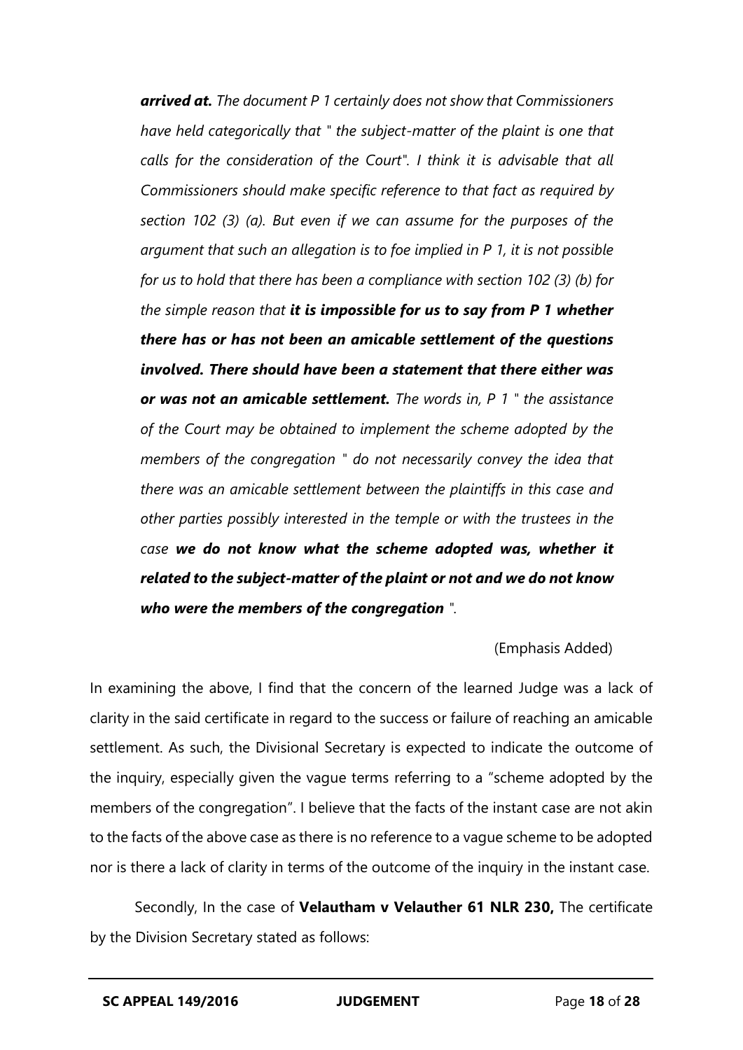*__arrived at.__ The document P 1 certainly does not show that Commissioners have held categorically that " the subject-matter of the plaint is one that calls for the consideration of the Court". I think it is advisable that all Commissioners should make specific reference to that fact as required by section 102 (3) (a). But even if we can assume for the purposes of the argument that such an allegation is to foe implied in P 1, it is not possible for us to hold that there has been a compliance with section 102 (3) (b) for the simple reason that __it is impossible for us to say from P 1 whether there has or has not been an amicable settlement of the questions involved. There should have been a statement that there either was or was not an amicable settlement.__ The words in, P 1 " the assistance of the Court may be obtained to implement the scheme adopted by the members of the congregation " do not necessarily convey the idea that there was an amicable settlement between the plaintiffs in this case and other parties possibly interested in the temple or with the trustees in the case __we do not know what the scheme adopted was, whether it related to the subject-matter of the plaint or not and we do not know who were the members of the congregation__ ".*

(Emphasis Added)

In examining the above, I find that the concern of the learned Judge was a lack of clarity in the said certificate in regard to the success or failure of reaching an amicable settlement. As such, the Divisional Secretary is expected to indicate the outcome of the inquiry, especially given the vague terms referring to a "scheme adopted by the members of the congregation". I believe that the facts of the instant case are not akin to the facts of the above case as there is no reference to a vague scheme to be adopted nor is there a lack of clarity in terms of the outcome of the inquiry in the instant case.

Secondly, In the case of **Velautham v Velauther 61 NLR 230,** The certificate by the Division Secretary stated as follows: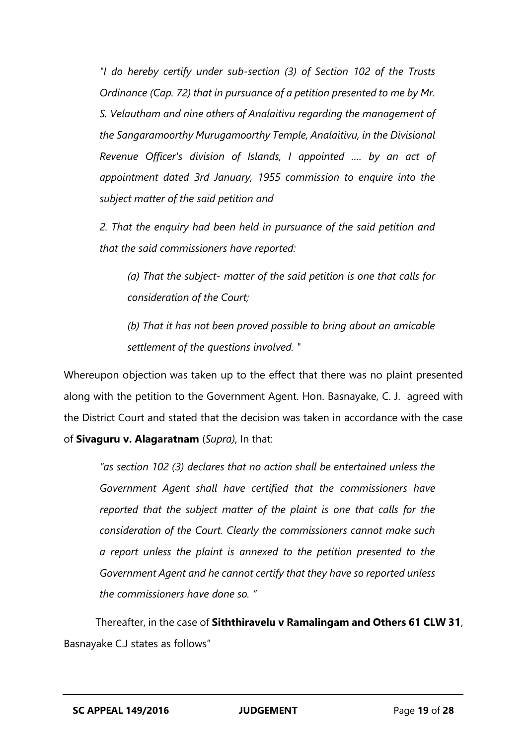*"I do hereby certify under sub-section (3) of Section 102 of the Trusts Ordinance (Cap. 72) that in pursuance of a petition presented to me by Mr. S. Velautham and nine others of Analaitivu regarding the management of the Sangaramoorthy Murugamoorthy Temple, Analaitivu, in the Divisional Revenue Officer's division of Islands, I appointed …. by an act of appointment dated 3rd January, 1955 commission to enquire into the subject matter of the said petition and*

*2. That the enquiry had been held in pursuance of the said petition and that the said commissioners have reported:*

> *(a) That the subject- matter of the said petition is one that calls for consideration of the Court;*
>
> *(b) That it has not been proved possible to bring about an amicable settlement of the questions involved. "*

Whereupon objection was taken up to the effect that there was no plaint presented along with the petition to the Government Agent. Hon. Basnayake, C. J. agreed with the District Court and stated that the decision was taken in accordance with the case of **Sivaguru v. Alagaratnam** (*Supra*), In that:

> *"as section 102 (3) declares that no action shall be entertained unless the Government Agent shall have certified that the commissioners have reported that the subject matter of the plaint is one that calls for the consideration of the Court. Clearly the commissioners cannot make such a report unless the plaint is annexed to the petition presented to the Government Agent and he cannot certify that they have so reported unless the commissioners have done so. "*

Thereafter, in the case of **Siththiravelu v Ramalingam and Others 61 CLW 31**, Basnayake C.J states as follows"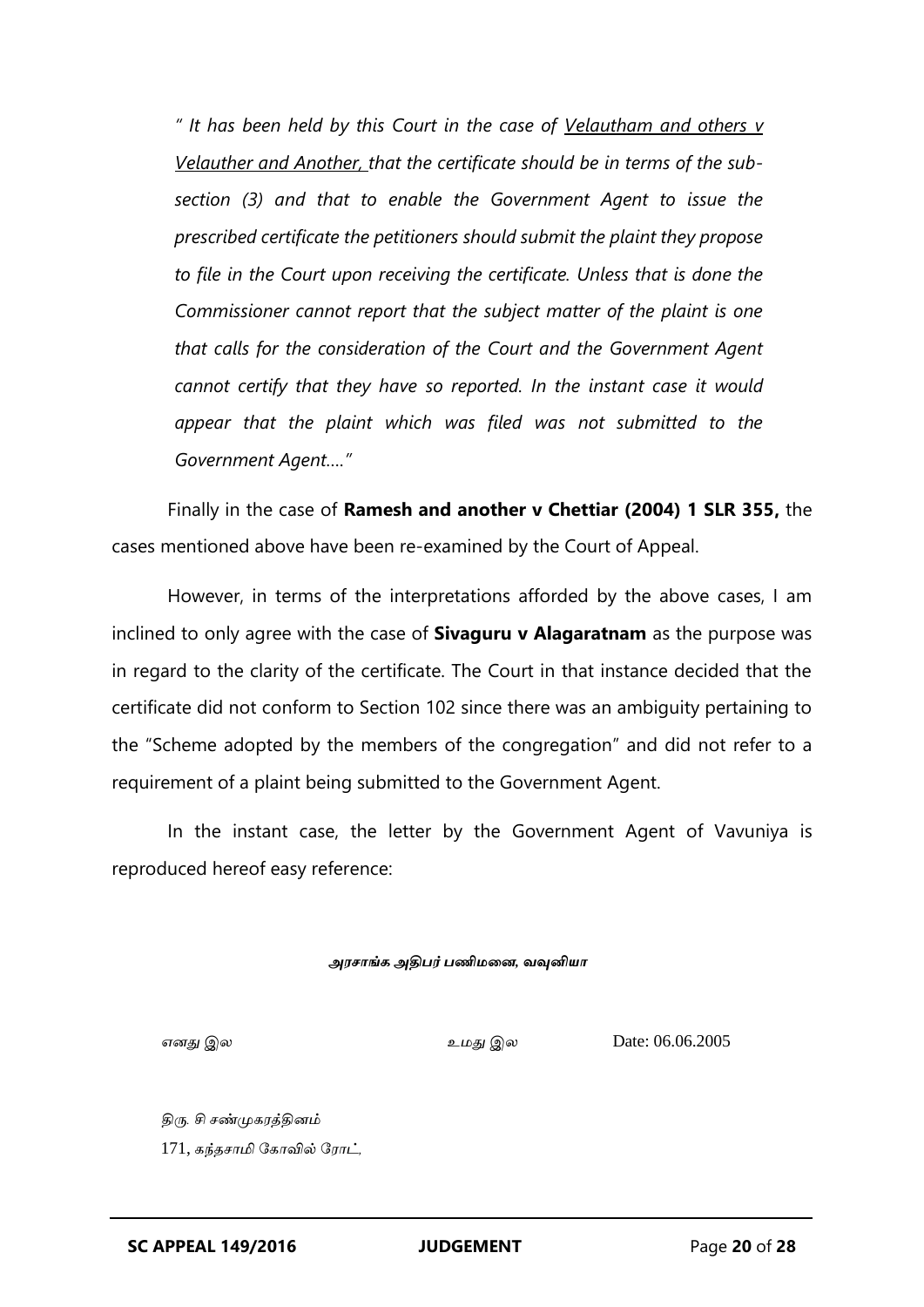*" It has been held by this Court in the case of <u>Velautham and others v Velauther and Another,</u> that the certificate should be in terms of the sub-section (3) and that to enable the Government Agent to issue the prescribed certificate the petitioners should submit the plaint they propose to file in the Court upon receiving the certificate. Unless that is done the Commissioner cannot report that the subject matter of the plaint is one that calls for the consideration of the Court and the Government Agent cannot certify that they have so reported. In the instant case it would appear that the plaint which was filed was not submitted to the Government Agent…."*

Finally in the case of **Ramesh and another v Chettiar (2004) 1 SLR 355,** the cases mentioned above have been re-examined by the Court of Appeal.

However, in terms of the interpretations afforded by the above cases, I am inclined to only agree with the case of **Sivaguru v Alagaratnam** as the purpose was in regard to the clarity of the certificate. The Court in that instance decided that the certificate did not conform to Section 102 since there was an ambiguity pertaining to the "Scheme adopted by the members of the congregation" and did not refer to a requirement of a plaint being submitted to the Government Agent.

In the instant case, the letter by the Government Agent of Vavuniya is reproduced hereof easy reference:

***அரசாங்க அதிபர் பணிமனை, வவுனியா***

*எனது இல* *உமது இல* Date: 06.06.2005

*திரு. சி சண்முகரத்தினம்*
171, *கந்தசாமி கோவில் ரோட்,*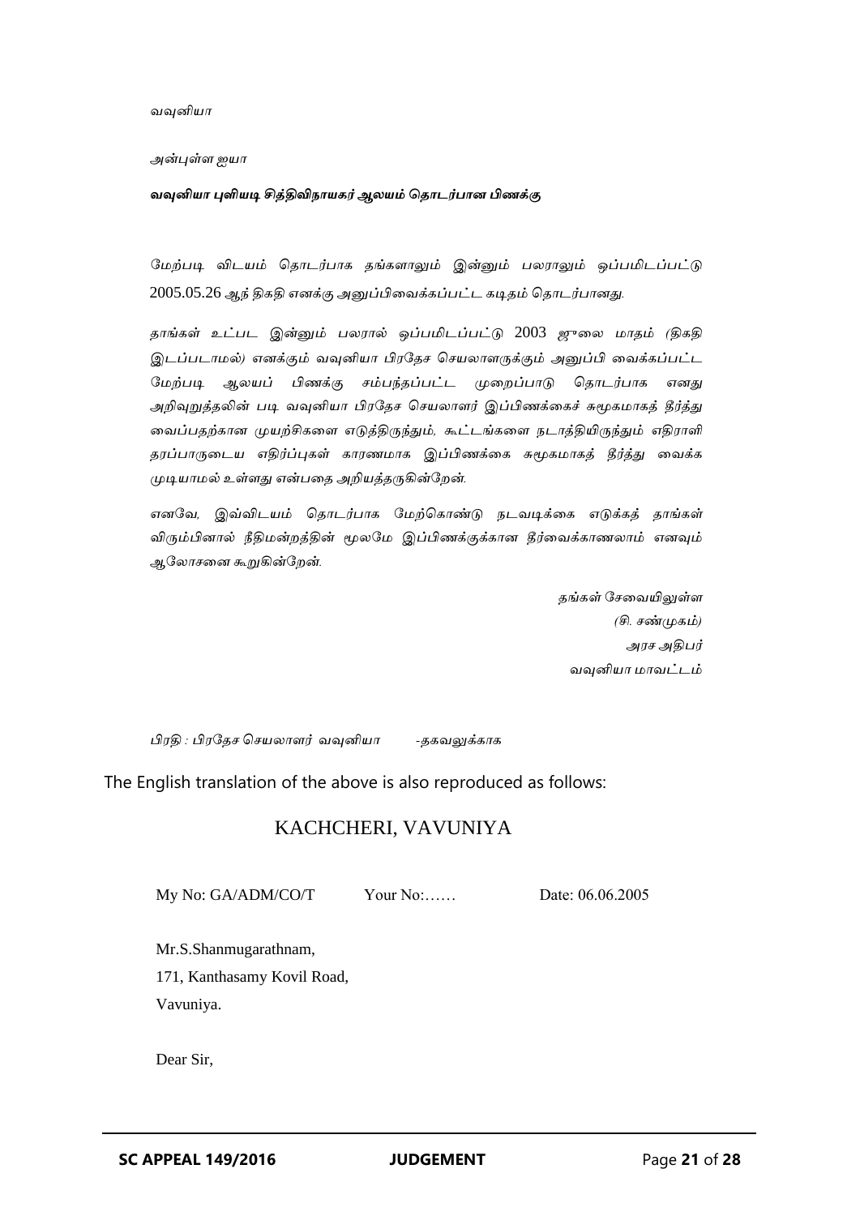*வவுனியா*

*அன்புள்ள ஐயா*

***வவுனியா புளியடி சித்திவிநாயகர் ஆலயம் தொடர்பான பிணக்கு***

*மேற்படி விடயம் தொடர்பாக தங்களாலும் இன்னும் பலராலும் ஒப்பமிடப்பட்டு 2005.05.26 ஆந் திகதி எனக்கு அனுப்பிவைக்கப்பட்ட கடிதம் தொடர்பானது.*

*தாங்கள் உட்பட இன்னும் பலரால் ஒப்பமிடப்பட்டு 2003 ஜுலை மாதம் (திகதி இடப்படாமல்) எனக்கும் வவுனியா பிரதேச செயலாளருக்கும் அனுப்பி வைக்கப்பட்ட மேற்படி ஆலயப் பிணக்கு சம்பந்தப்பட்ட முறைப்பாடு தொடர்பாக எனது அறிவுறுத்தலின் படி வவுனியா பிரதேச செயலாளர் இப்பிணக்கைச் சுமூகமாகத் தீர்த்து வைப்பதற்கான முயற்சிகளை எடுத்திருந்தும், கூட்டங்களை நடாத்தியிருந்தும் எதிராளி தரப்பாருடைய எதிர்ப்புகள் காரணமாக இப்பிணக்கை சுமூகமாகத் தீர்த்து வைக்க முடியாமல் உள்ளது என்பதை அறியத்தருகின்றேன்.*

*எனவே, இவ்விடயம் தொடர்பாக மேற்கொண்டு நடவடிக்கை எடுக்கத் தாங்கள் விரும்பினால் நீதிமன்றத்தின் மூலமே இப்பிணக்குக்கான தீர்வைக்காணலாம் எனவும் ஆலோசனை கூறுகின்றேன்.*

*தங்கள் சேவையிலுள்ள*
*(சி. சண்முகம்)*
*அரச அதிபர்*
*வவுனியா மாவட்டம்*

*பிரதி : பிரதேச செயலாளர் வவுனியா -தகவலுக்காக*

The English translation of the above is also reproduced as follows:

## KACHCHERI, VAVUNIYA

My No: GA/ADM/CO/T Your No:…… Date: 06.06.2005

Mr.S.Shanmugarathnam,
171, Kanthasamy Kovil Road,
Vavuniya.

Dear Sir,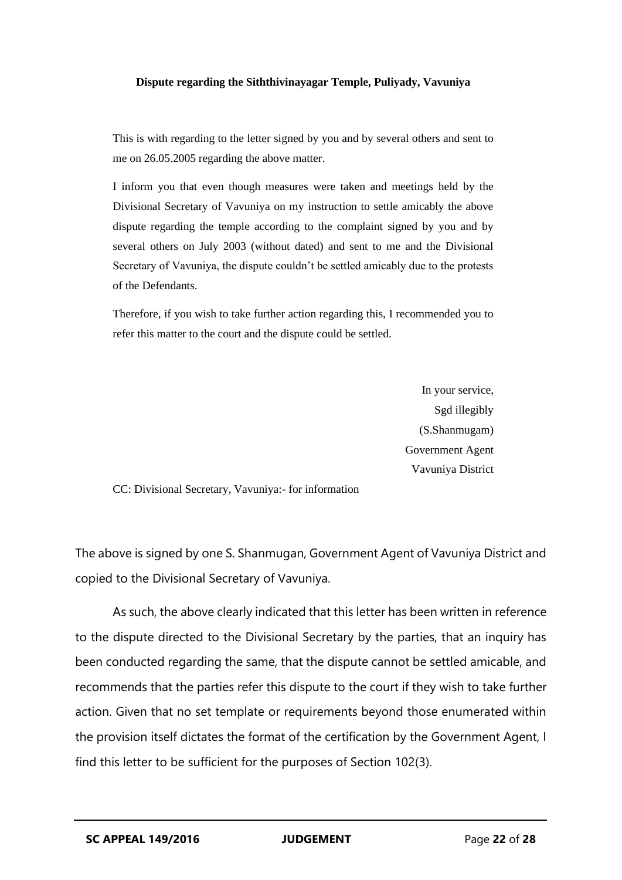**Dispute regarding the Siththivinayagar Temple, Puliyady, Vavuniya**

> This is with regarding to the letter signed by you and by several others and sent to me on 26.05.2005 regarding the above matter.
>
> I inform you that even though measures were taken and meetings held by the Divisional Secretary of Vavuniya on my instruction to settle amicably the above dispute regarding the temple according to the complaint signed by you and by several others on July 2003 (without dated) and sent to me and the Divisional Secretary of Vavuniya, the dispute couldn't be settled amicably due to the protests of the Defendants.
>
> Therefore, if you wish to take further action regarding this, I recommended you to refer this matter to the court and the dispute could be settled.
>
> In your service,
> Sgd illegibly
> (S.Shanmugam)
> Government Agent
> Vavuniya District
>
> CC: Divisional Secretary, Vavuniya:- for information

The above is signed by one S. Shanmugan, Government Agent of Vavuniya District and copied to the Divisional Secretary of Vavuniya.

As such, the above clearly indicated that this letter has been written in reference to the dispute directed to the Divisional Secretary by the parties, that an inquiry has been conducted regarding the same, that the dispute cannot be settled amicable, and recommends that the parties refer this dispute to the court if they wish to take further action. Given that no set template or requirements beyond those enumerated within the provision itself dictates the format of the certification by the Government Agent, I find this letter to be sufficient for the purposes of Section 102(3).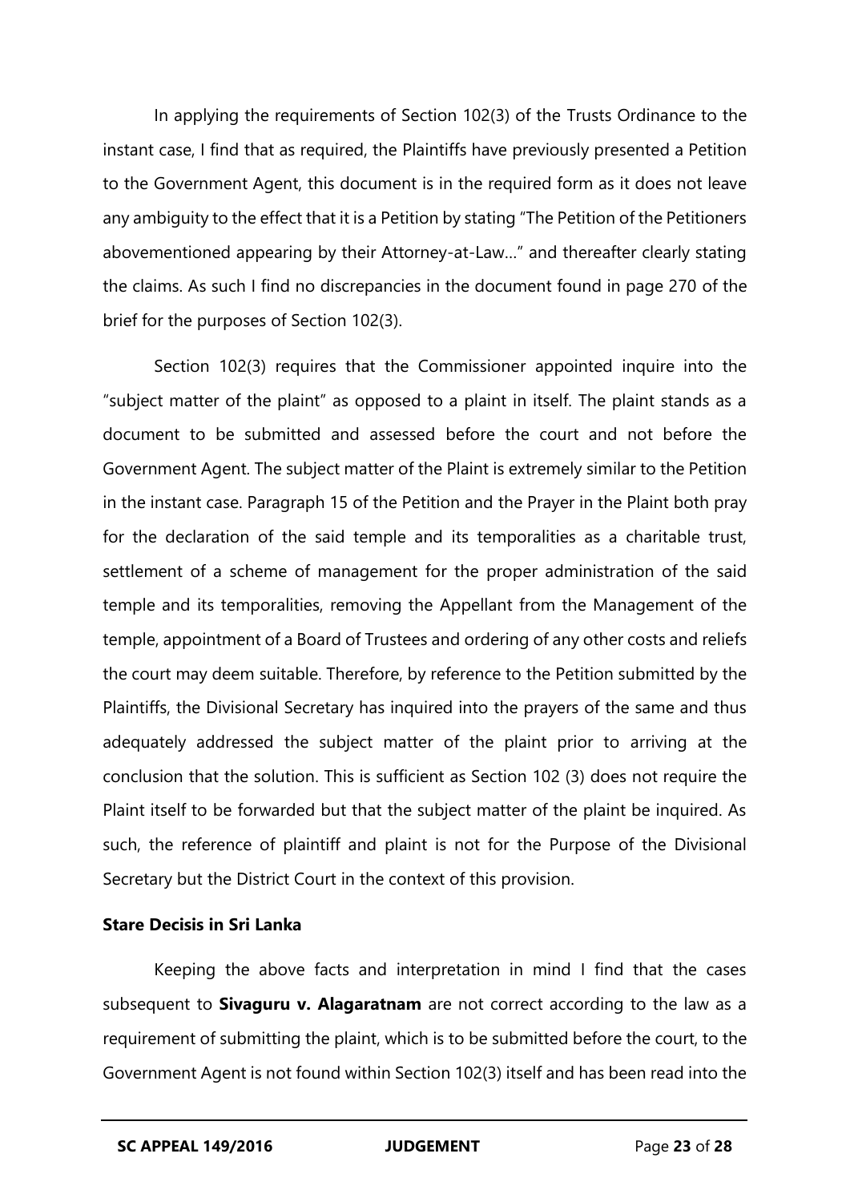In applying the requirements of Section 102(3) of the Trusts Ordinance to the instant case, I find that as required, the Plaintiffs have previously presented a Petition to the Government Agent, this document is in the required form as it does not leave any ambiguity to the effect that it is a Petition by stating "The Petition of the Petitioners abovementioned appearing by their Attorney-at-Law…" and thereafter clearly stating the claims. As such I find no discrepancies in the document found in page 270 of the brief for the purposes of Section 102(3).

Section 102(3) requires that the Commissioner appointed inquire into the "subject matter of the plaint" as opposed to a plaint in itself. The plaint stands as a document to be submitted and assessed before the court and not before the Government Agent. The subject matter of the Plaint is extremely similar to the Petition in the instant case. Paragraph 15 of the Petition and the Prayer in the Plaint both pray for the declaration of the said temple and its temporalities as a charitable trust, settlement of a scheme of management for the proper administration of the said temple and its temporalities, removing the Appellant from the Management of the temple, appointment of a Board of Trustees and ordering of any other costs and reliefs the court may deem suitable. Therefore, by reference to the Petition submitted by the Plaintiffs, the Divisional Secretary has inquired into the prayers of the same and thus adequately addressed the subject matter of the plaint prior to arriving at the conclusion that the solution. This is sufficient as Section 102 (3) does not require the Plaint itself to be forwarded but that the subject matter of the plaint be inquired. As such, the reference of plaintiff and plaint is not for the Purpose of the Divisional Secretary but the District Court in the context of this provision.

**Stare Decisis in Sri Lanka**

Keeping the above facts and interpretation in mind I find that the cases subsequent to **Sivaguru v. Alagaratnam** are not correct according to the law as a requirement of submitting the plaint, which is to be submitted before the court, to the Government Agent is not found within Section 102(3) itself and has been read into the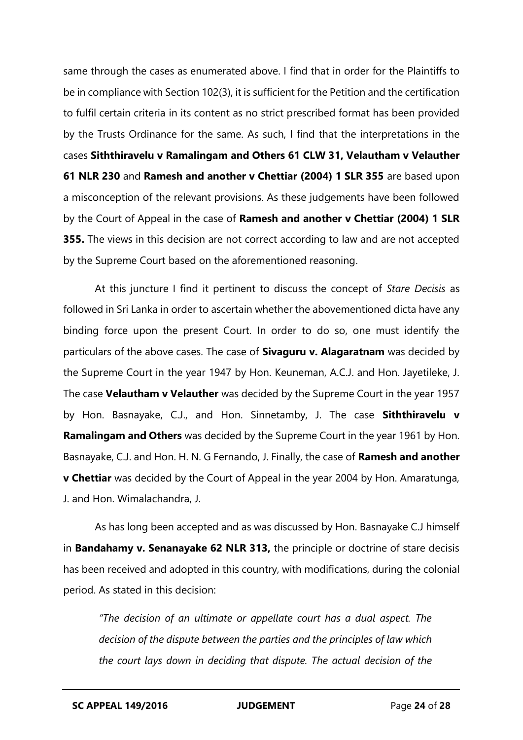same through the cases as enumerated above. I find that in order for the Plaintiffs to be in compliance with Section 102(3), it is sufficient for the Petition and the certification to fulfil certain criteria in its content as no strict prescribed format has been provided by the Trusts Ordinance for the same. As such, I find that the interpretations in the cases **Siththiravelu v Ramalingam and Others 61 CLW 31, Velautham v Velauther 61 NLR 230** and **Ramesh and another v Chettiar (2004) 1 SLR 355** are based upon a misconception of the relevant provisions. As these judgements have been followed by the Court of Appeal in the case of **Ramesh and another v Chettiar (2004) 1 SLR 355.** The views in this decision are not correct according to law and are not accepted by the Supreme Court based on the aforementioned reasoning.

At this juncture I find it pertinent to discuss the concept of *Stare Decisis* as followed in Sri Lanka in order to ascertain whether the abovementioned dicta have any binding force upon the present Court. In order to do so, one must identify the particulars of the above cases. The case of **Sivaguru v. Alagaratnam** was decided by the Supreme Court in the year 1947 by Hon. Keuneman, A.C.J. and Hon. Jayetileke, J. The case **Velautham v Velauther** was decided by the Supreme Court in the year 1957 by Hon. Basnayake, C.J., and Hon. Sinnetamby, J. The case **Siththiravelu v Ramalingam and Others** was decided by the Supreme Court in the year 1961 by Hon. Basnayake, C.J. and Hon. H. N. G Fernando, J. Finally, the case of **Ramesh and another v Chettiar** was decided by the Court of Appeal in the year 2004 by Hon. Amaratunga, J. and Hon. Wimalachandra, J.

As has long been accepted and as was discussed by Hon. Basnayake C.J himself in **Bandahamy v. Senanayake 62 NLR 313,** the principle or doctrine of stare decisis has been received and adopted in this country, with modifications, during the colonial period. As stated in this decision:

> *"The decision of an ultimate or appellate court has a dual aspect. The decision of the dispute between the parties and the principles of law which the court lays down in deciding that dispute. The actual decision of the*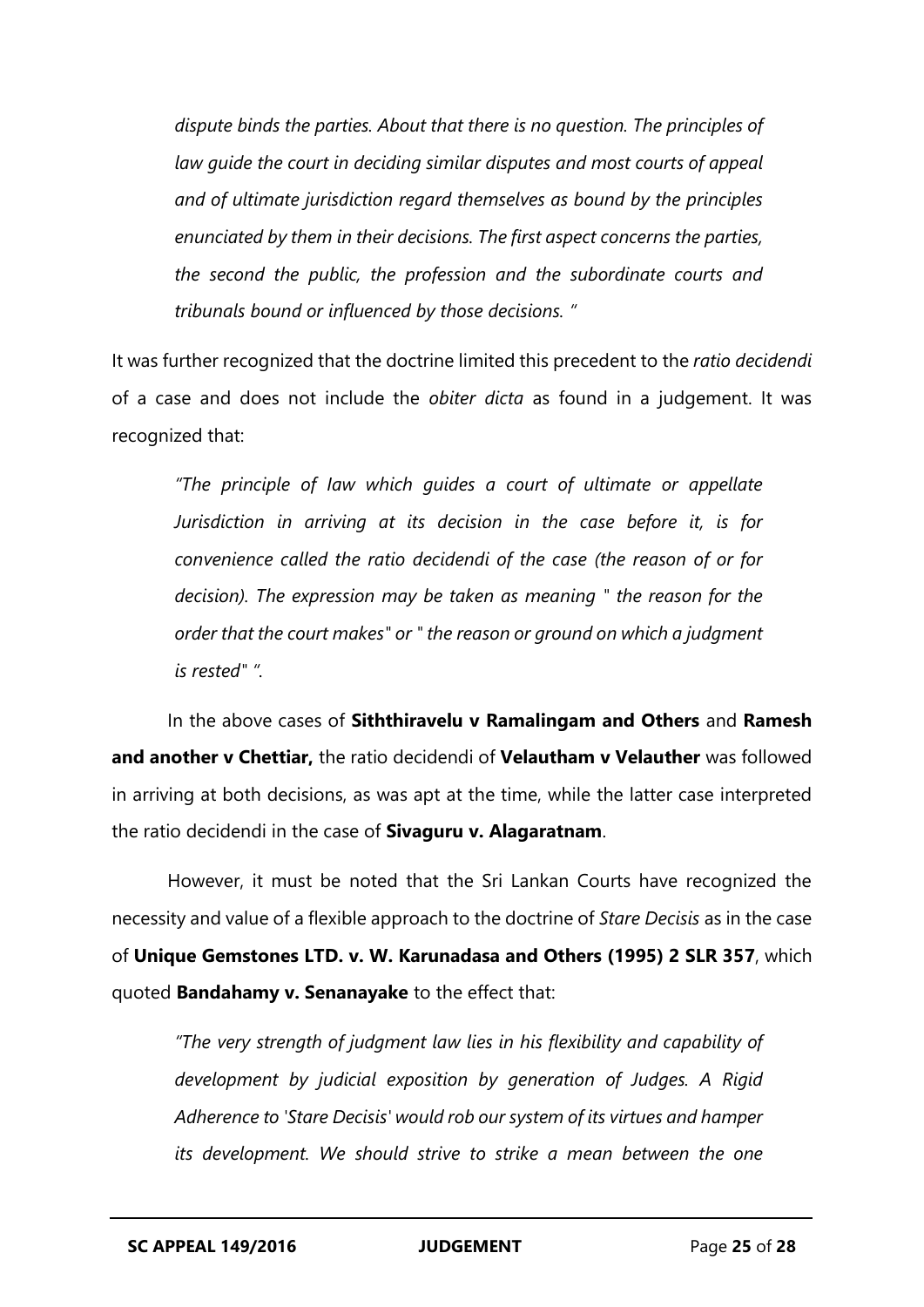*dispute binds the parties. About that there is no question. The principles of law guide the court in deciding similar disputes and most courts of appeal and of ultimate jurisdiction regard themselves as bound by the principles enunciated by them in their decisions. The first aspect concerns the parties, the second the public, the profession and the subordinate courts and tribunals bound or influenced by those decisions. "*

It was further recognized that the doctrine limited this precedent to the *ratio decidendi* of a case and does not include the *obiter dicta* as found in a judgement. It was recognized that:

*"The principle of Iaw which guides a court of ultimate or appellate Jurisdiction in arriving at its decision in the case before it, is for convenience called the ratio decidendi of the case (the reason of or for decision). The expression may be taken as meaning " the reason for the order that the court makes" or " the reason or ground on which a judgment is rested" ".*

In the above cases of **Siththiravelu v Ramalingam and Others** and **Ramesh and another v Chettiar,** the ratio decidendi of **Velautham v Velauther** was followed in arriving at both decisions, as was apt at the time, while the latter case interpreted the ratio decidendi in the case of **Sivaguru v. Alagaratnam**.

However, it must be noted that the Sri Lankan Courts have recognized the necessity and value of a flexible approach to the doctrine of *Stare Decisis* as in the case of **Unique Gemstones LTD. v. W. Karunadasa and Others (1995) 2 SLR 357**, which quoted **Bandahamy v. Senanayake** to the effect that:

*"The very strength of judgment law lies in his flexibility and capability of development by judicial exposition by generation of Judges. A Rigid Adherence to 'Stare Decisis' would rob our system of its virtues and hamper its development. We should strive to strike a mean between the one*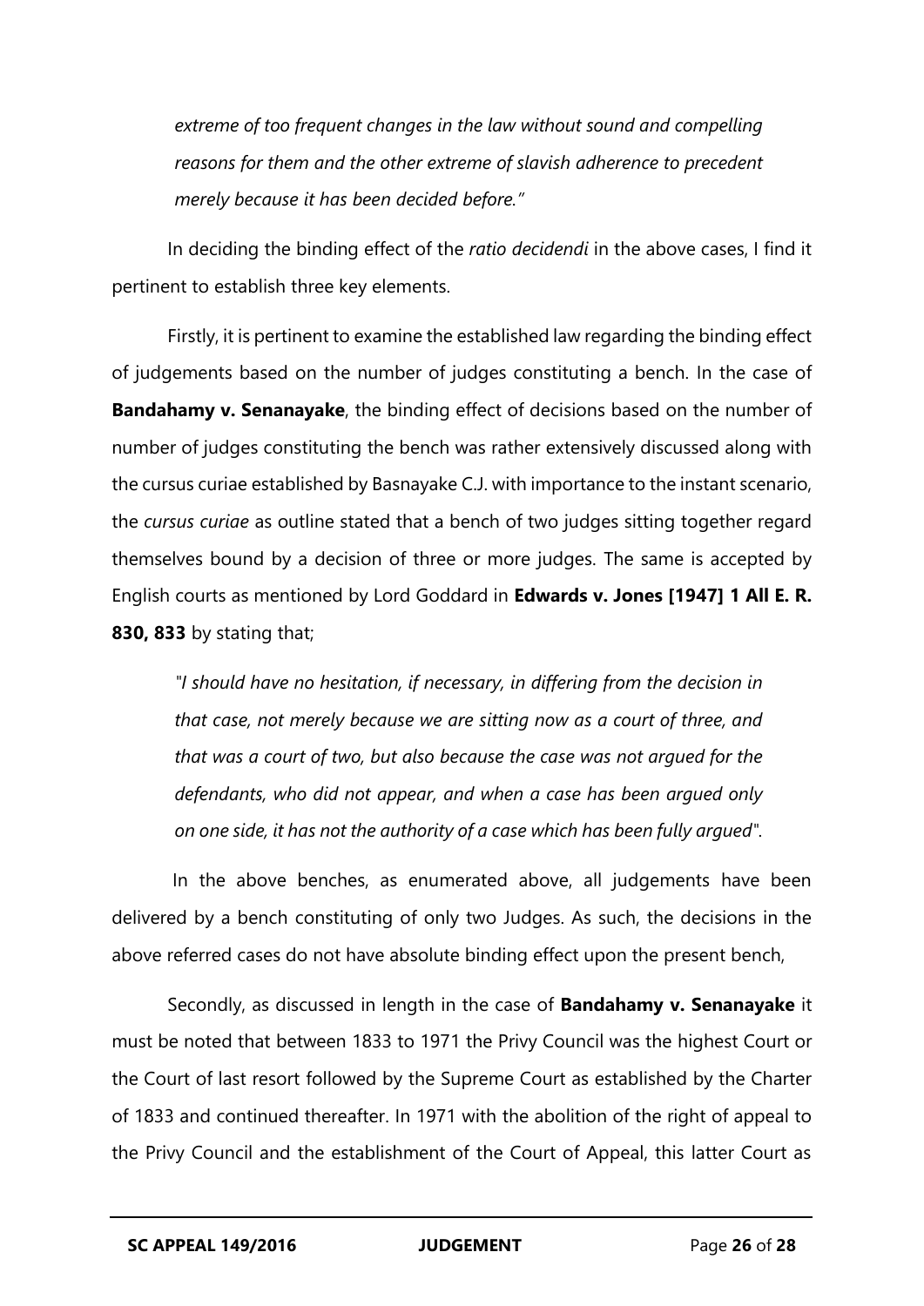*extreme of too frequent changes in the law without sound and compelling reasons for them and the other extreme of slavish adherence to precedent merely because it has been decided before."*

In deciding the binding effect of the *ratio decidendi* in the above cases, I find it pertinent to establish three key elements.

Firstly, it is pertinent to examine the established law regarding the binding effect of judgements based on the number of judges constituting a bench. In the case of **Bandahamy v. Senanayake**, the binding effect of decisions based on the number of number of judges constituting the bench was rather extensively discussed along with the cursus curiae established by Basnayake C.J. with importance to the instant scenario, the *cursus curiae* as outline stated that a bench of two judges sitting together regard themselves bound by a decision of three or more judges. The same is accepted by English courts as mentioned by Lord Goddard in **Edwards v. Jones [1947] 1 All E. R. 830, 833** by stating that;

*"I should have no hesitation, if necessary, in differing from the decision in that case, not merely because we are sitting now as a court of three, and that was a court of two, but also because the case was not argued for the defendants, who did not appear, and when a case has been argued only on one side, it has not the authority of a case which has been fully argued".*

In the above benches, as enumerated above, all judgements have been delivered by a bench constituting of only two Judges. As such, the decisions in the above referred cases do not have absolute binding effect upon the present bench,

Secondly, as discussed in length in the case of **Bandahamy v. Senanayake** it must be noted that between 1833 to 1971 the Privy Council was the highest Court or the Court of last resort followed by the Supreme Court as established by the Charter of 1833 and continued thereafter. In 1971 with the abolition of the right of appeal to the Privy Council and the establishment of the Court of Appeal, this latter Court as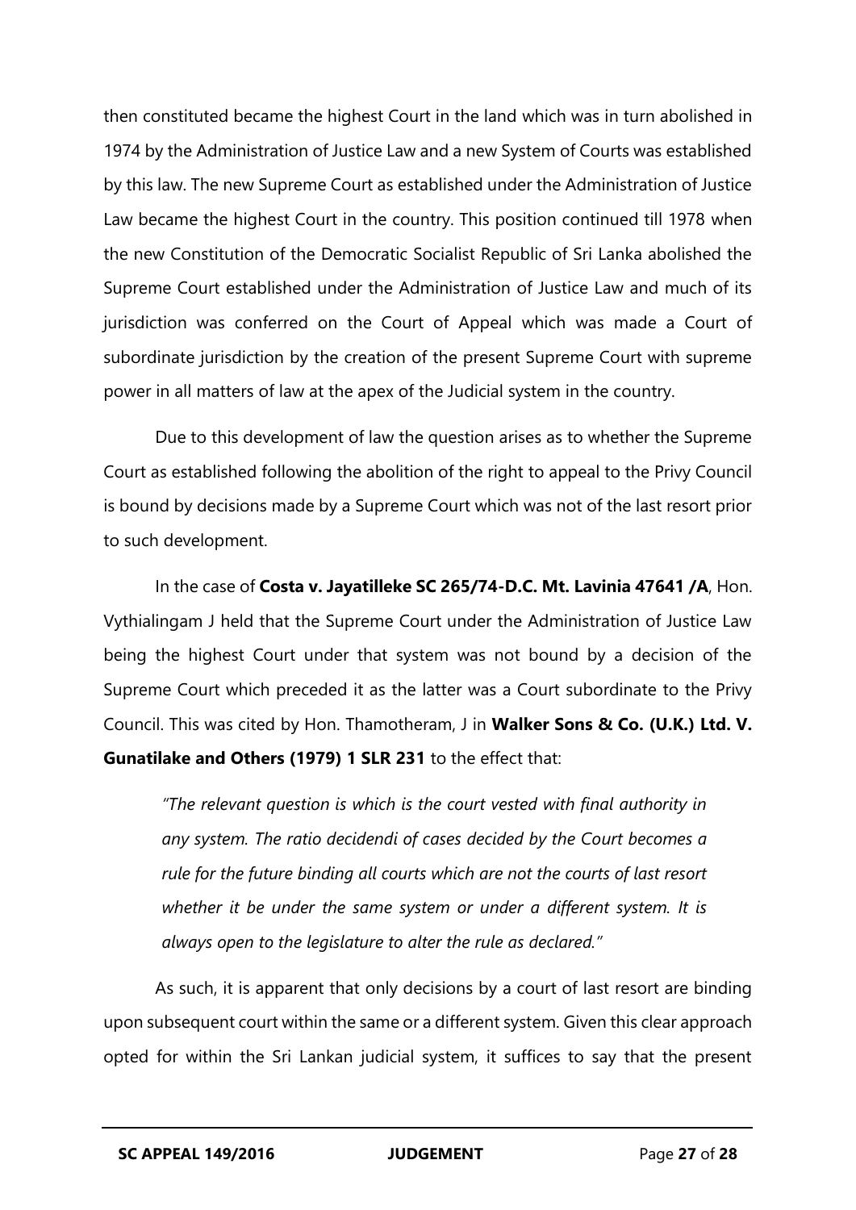then constituted became the highest Court in the land which was in turn abolished in 1974 by the Administration of Justice Law and a new System of Courts was established by this law. The new Supreme Court as established under the Administration of Justice Law became the highest Court in the country. This position continued till 1978 when the new Constitution of the Democratic Socialist Republic of Sri Lanka abolished the Supreme Court established under the Administration of Justice Law and much of its jurisdiction was conferred on the Court of Appeal which was made a Court of subordinate jurisdiction by the creation of the present Supreme Court with supreme power in all matters of law at the apex of the Judicial system in the country.

Due to this development of law the question arises as to whether the Supreme Court as established following the abolition of the right to appeal to the Privy Council is bound by decisions made by a Supreme Court which was not of the last resort prior to such development.

In the case of **Costa v. Jayatilleke SC 265/74-D.C. Mt. Lavinia 47641 /A**, Hon. Vythialingam J held that the Supreme Court under the Administration of Justice Law being the highest Court under that system was not bound by a decision of the Supreme Court which preceded it as the latter was a Court subordinate to the Privy Council. This was cited by Hon. Thamotheram, J in **Walker Sons & Co. (U.K.) Ltd. V. Gunatilake and Others (1979) 1 SLR 231** to the effect that:

> *"The relevant question is which is the court vested with final authority in any system. The ratio decidendi of cases decided by the Court becomes a rule for the future binding all courts which are not the courts of last resort whether it be under the same system or under a different system. It is always open to the legislature to alter the rule as declared."*

As such, it is apparent that only decisions by a court of last resort are binding upon subsequent court within the same or a different system. Given this clear approach opted for within the Sri Lankan judicial system, it suffices to say that the present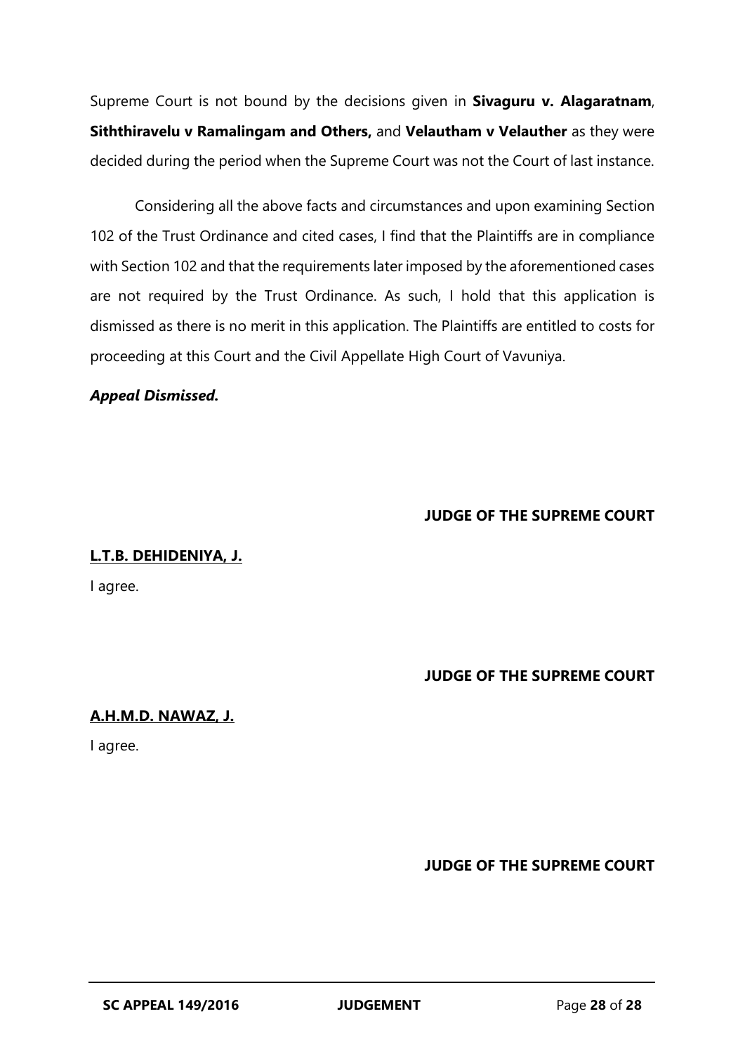Supreme Court is not bound by the decisions given in **Sivaguru v. Alagaratnam**, **Siththiravelu v Ramalingam and Others,** and **Velautham v Velauther** as they were decided during the period when the Supreme Court was not the Court of last instance.

Considering all the above facts and circumstances and upon examining Section 102 of the Trust Ordinance and cited cases, I find that the Plaintiffs are in compliance with Section 102 and that the requirements later imposed by the aforementioned cases are not required by the Trust Ordinance. As such, I hold that this application is dismissed as there is no merit in this application. The Plaintiffs are entitled to costs for proceeding at this Court and the Civil Appellate High Court of Vavuniya.

***Appeal Dismissed.***

**JUDGE OF THE SUPREME COURT**

**L.T.B. DEHIDENIYA, J.**

I agree.

**JUDGE OF THE SUPREME COURT**

**A.H.M.D. NAWAZ, J.**

I agree.

**JUDGE OF THE SUPREME COURT**